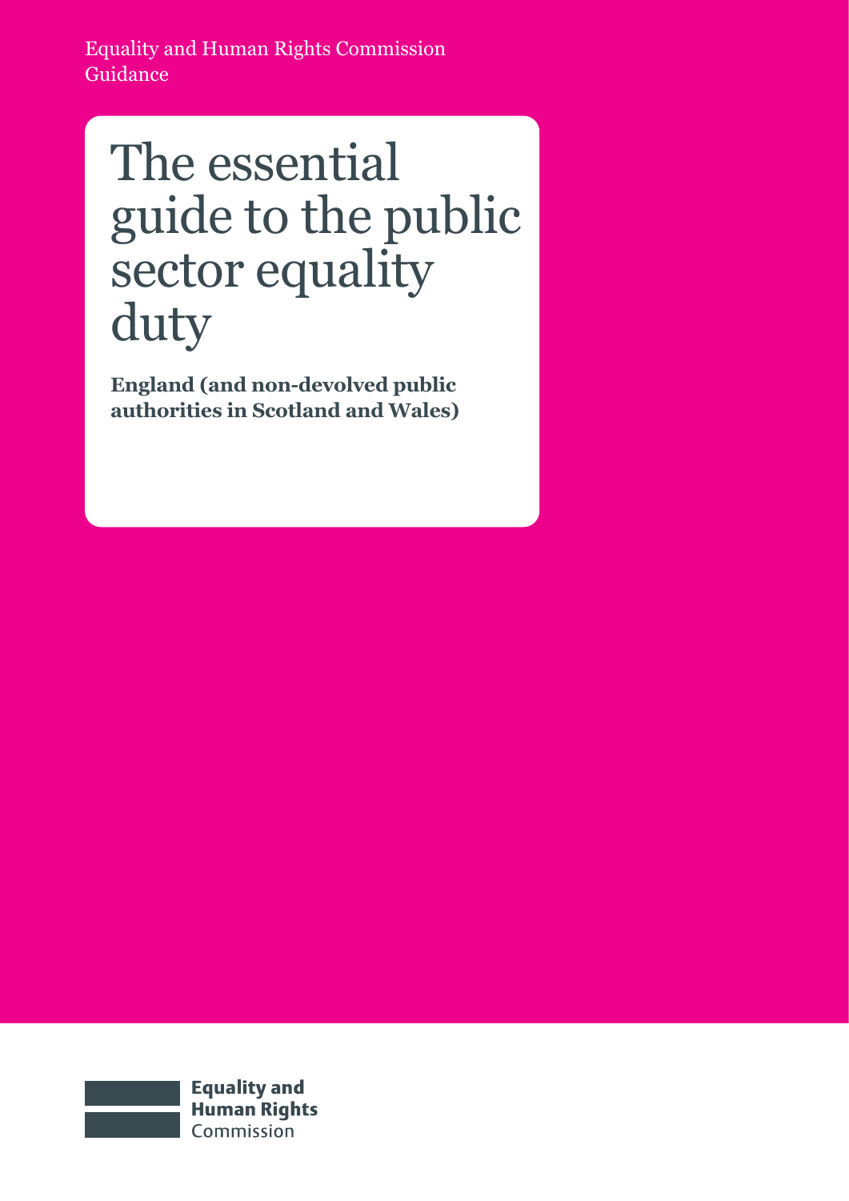Equality and Human Rights Commission
Guidance

# The essential guide to the public sector equality duty

**England (and non-devolved public authorities in Scotland and Wales)**

**Equality and Human Rights** Commission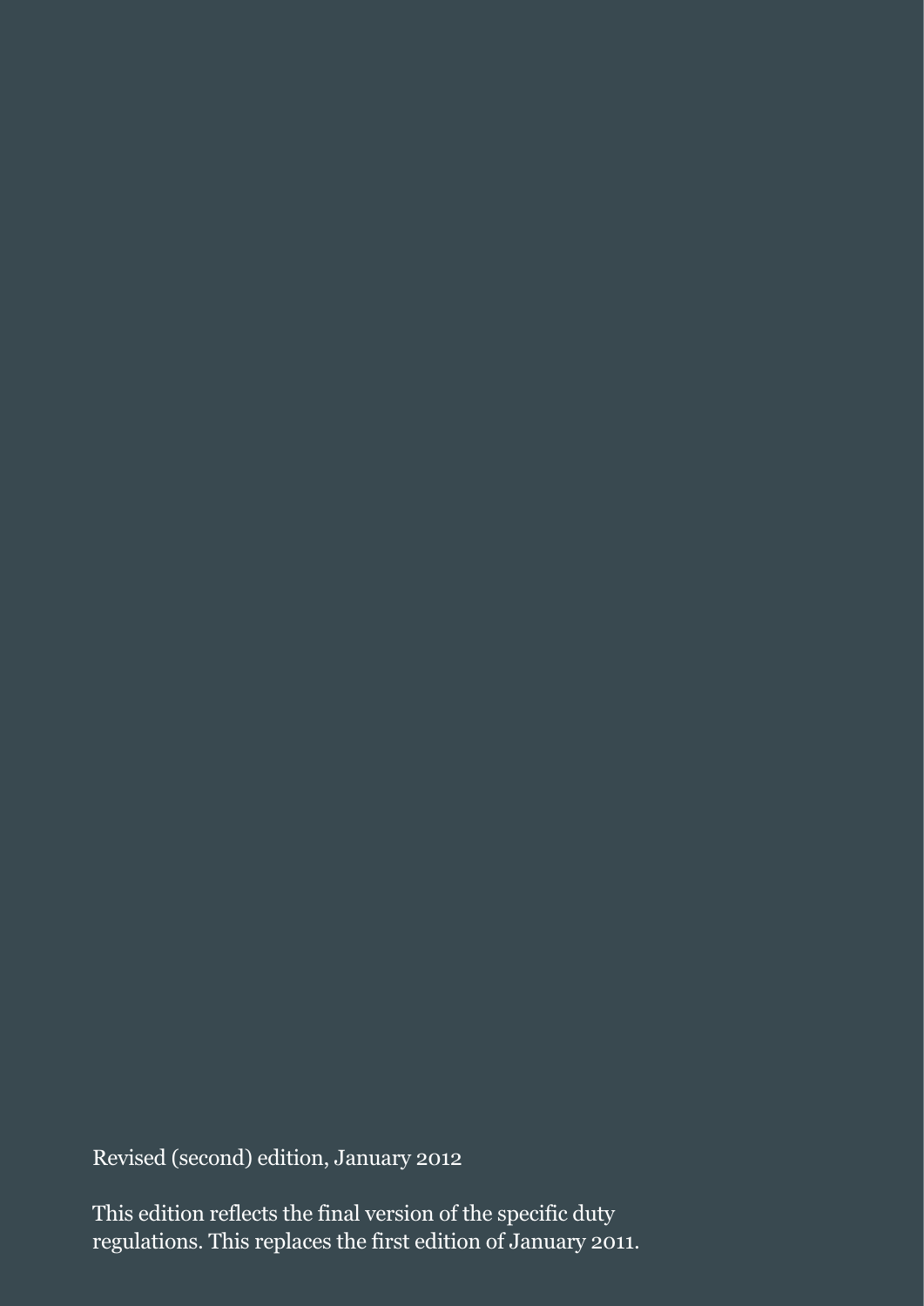Revised (second) edition, January 2012

This edition reflects the final version of the specific duty regulations. This replaces the first edition of January 2011.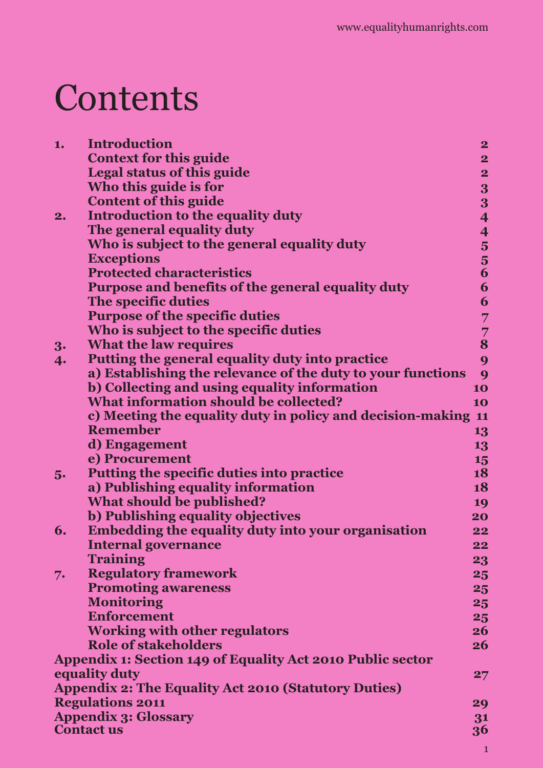# Contents

| | | |
|---|---|---|
| **1.** | **Introduction** | **2** |
| | **Context for this guide** | **2** |
| | **Legal status of this guide** | **2** |
| | **Who this guide is for** | **3** |
| | **Content of this guide** | **3** |
| **2.** | **Introduction to the equality duty** | **4** |
| | **The general equality duty** | **4** |
| | **Who is subject to the general equality duty** | **5** |
| | **Exceptions** | **5** |
| | **Protected characteristics** | **6** |
| | **Purpose and benefits of the general equality duty** | **6** |
| | **The specific duties** | **6** |
| | **Purpose of the specific duties** | **7** |
| | **Who is subject to the specific duties** | **7** |
| **3.** | **What the law requires** | **8** |
| **4.** | **Putting the general equality duty into practice** | **9** |
| | **a) Establishing the relevance of the duty to your functions** | **9** |
| | **b) Collecting and using equality information** | **10** |
| | **What information should be collected?** | **10** |
| | **c) Meeting the equality duty in policy and decision-making** | **11** |
| | **Remember** | **13** |
| | **d) Engagement** | **13** |
| | **e) Procurement** | **15** |
| **5.** | **Putting the specific duties into practice** | **18** |
| | **a) Publishing equality information** | **18** |
| | **What should be published?** | **19** |
| | **b) Publishing equality objectives** | **20** |
| **6.** | **Embedding the equality duty into your organisation** | **22** |
| | **Internal governance** | **22** |
| | **Training** | **23** |
| **7.** | **Regulatory framework** | **25** |
| | **Promoting awareness** | **25** |
| | **Monitoring** | **25** |
| | **Enforcement** | **25** |
| | **Working with other regulators** | **26** |
| | **Role of stakeholders** | **26** |
| **Appendix 1: Section 149 of Equality Act 2010 Public sector equality duty** | | **27** |
| **Appendix 2: The Equality Act 2010 (Statutory Duties) Regulations 2011** | | **29** |
| **Appendix 3: Glossary** | | **31** |
| **Contact us** | | **36** |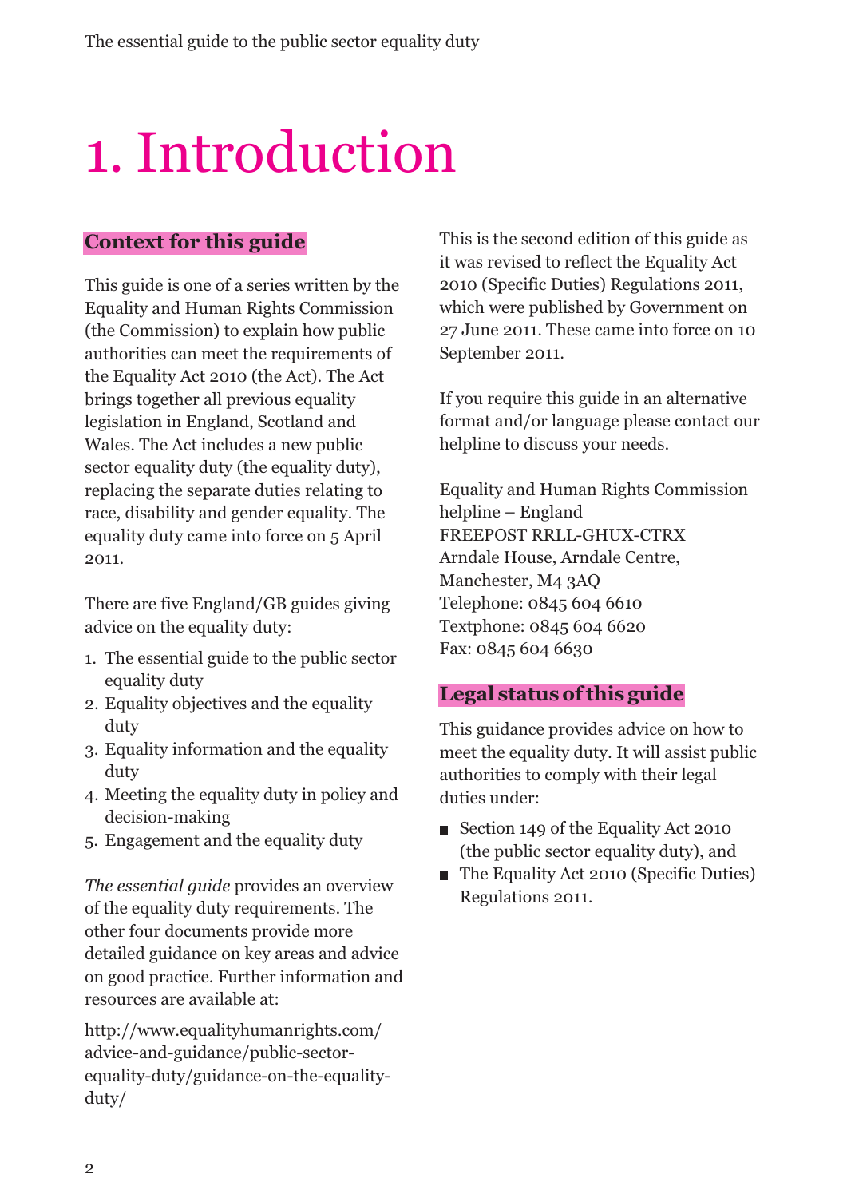# 1. Introduction

## Context for this guide

This guide is one of a series written by the Equality and Human Rights Commission (the Commission) to explain how public authorities can meet the requirements of the Equality Act 2010 (the Act). The Act brings together all previous equality legislation in England, Scotland and Wales. The Act includes a new public sector equality duty (the equality duty), replacing the separate duties relating to race, disability and gender equality. The equality duty came into force on 5 April 2011.

There are five England/GB guides giving advice on the equality duty:

1. The essential guide to the public sector equality duty
2. Equality objectives and the equality duty
3. Equality information and the equality duty
4. Meeting the equality duty in policy and decision-making
5. Engagement and the equality duty

*The essential guide* provides an overview of the equality duty requirements. The other four documents provide more detailed guidance on key areas and advice on good practice. Further information and resources are available at:

http://www.equalityhumanrights.com/advice-and-guidance/public-sector-equality-duty/guidance-on-the-equality-duty/

This is the second edition of this guide as it was revised to reflect the Equality Act 2010 (Specific Duties) Regulations 2011, which were published by Government on 27 June 2011. These came into force on 10 September 2011.

If you require this guide in an alternative format and/or language please contact our helpline to discuss your needs.

Equality and Human Rights Commission helpline – England
FREEPOST RRLL-GHUX-CTRX
Arndale House, Arndale Centre,
Manchester, M4 3AQ
Telephone: 0845 604 6610
Textphone: 0845 604 6620
Fax: 0845 604 6630

## Legal status of this guide

This guidance provides advice on how to meet the equality duty. It will assist public authorities to comply with their legal duties under:

- Section 149 of the Equality Act 2010 (the public sector equality duty), and
- The Equality Act 2010 (Specific Duties) Regulations 2011.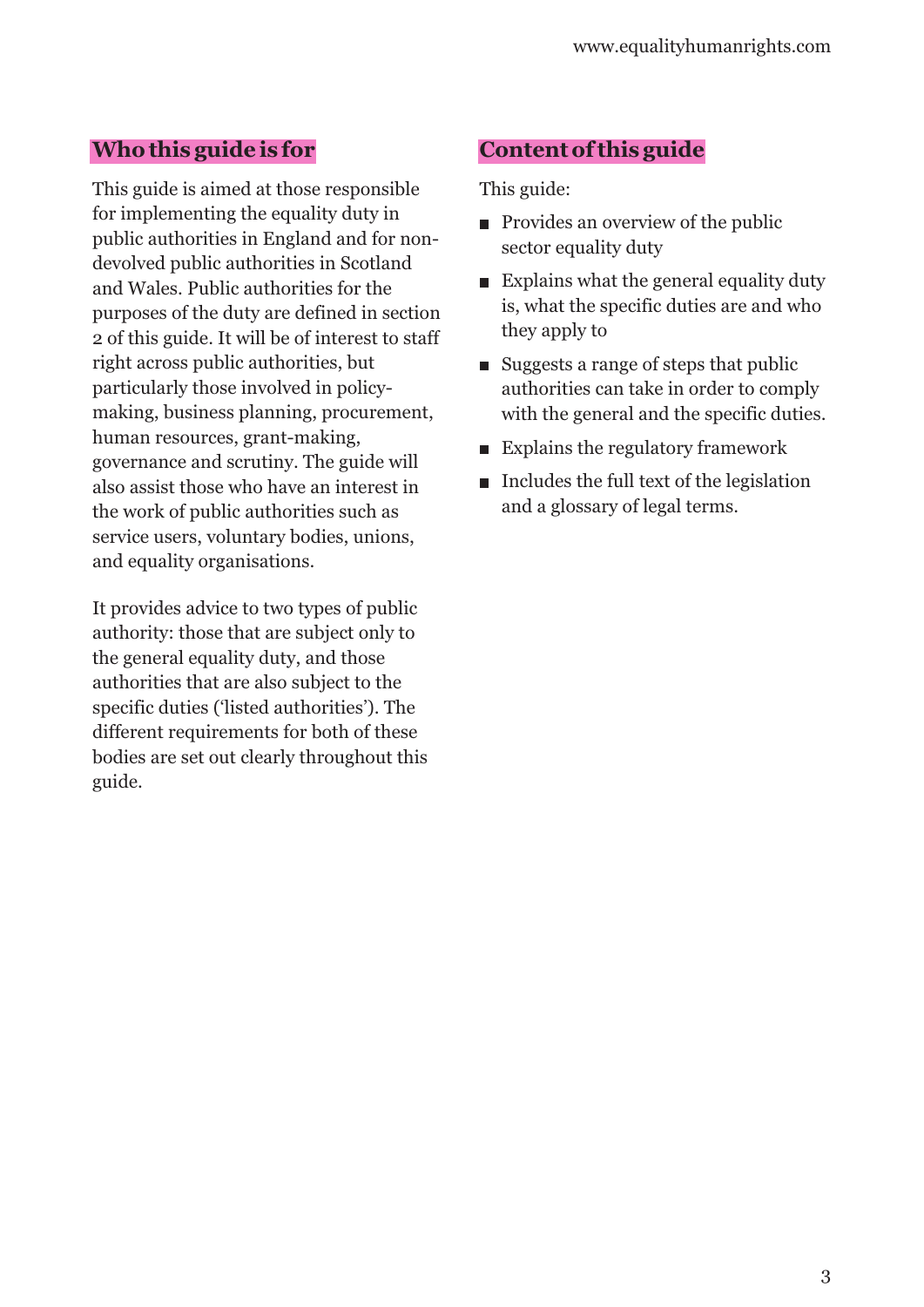## Who this guide is for

This guide is aimed at those responsible for implementing the equality duty in public authorities in England and for non-devolved public authorities in Scotland and Wales. Public authorities for the purposes of the duty are defined in section 2 of this guide. It will be of interest to staff right across public authorities, but particularly those involved in policy-making, business planning, procurement, human resources, grant-making, governance and scrutiny. The guide will also assist those who have an interest in the work of public authorities such as service users, voluntary bodies, unions, and equality organisations.

It provides advice to two types of public authority: those that are subject only to the general equality duty, and those authorities that are also subject to the specific duties ('listed authorities'). The different requirements for both of these bodies are set out clearly throughout this guide.

## Content of this guide

This guide:

- Provides an overview of the public sector equality duty
- Explains what the general equality duty is, what the specific duties are and who they apply to
- Suggests a range of steps that public authorities can take in order to comply with the general and the specific duties.
- Explains the regulatory framework
- Includes the full text of the legislation and a glossary of legal terms.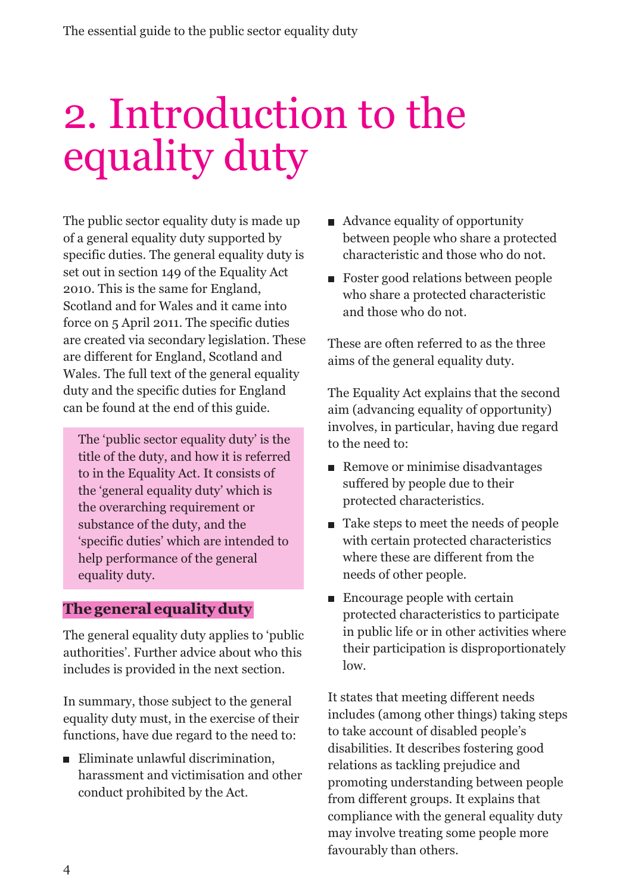# 2. Introduction to the equality duty

The public sector equality duty is made up of a general equality duty supported by specific duties. The general equality duty is set out in section 149 of the Equality Act 2010. This is the same for England, Scotland and for Wales and it came into force on 5 April 2011. The specific duties are created via secondary legislation. These are different for England, Scotland and Wales. The full text of the general equality duty and the specific duties for England can be found at the end of this guide.

> The 'public sector equality duty' is the title of the duty, and how it is referred to in the Equality Act. It consists of the 'general equality duty' which is the overarching requirement or substance of the duty, and the 'specific duties' which are intended to help performance of the general equality duty.

## The general equality duty

The general equality duty applies to 'public authorities'. Further advice about who this includes is provided in the next section.

In summary, those subject to the general equality duty must, in the exercise of their functions, have due regard to the need to:

- Eliminate unlawful discrimination, harassment and victimisation and other conduct prohibited by the Act.
- Advance equality of opportunity between people who share a protected characteristic and those who do not.
- Foster good relations between people who share a protected characteristic and those who do not.

These are often referred to as the three aims of the general equality duty.

The Equality Act explains that the second aim (advancing equality of opportunity) involves, in particular, having due regard to the need to:

- Remove or minimise disadvantages suffered by people due to their protected characteristics.
- Take steps to meet the needs of people with certain protected characteristics where these are different from the needs of other people.
- Encourage people with certain protected characteristics to participate in public life or in other activities where their participation is disproportionately low.

It states that meeting different needs includes (among other things) taking steps to take account of disabled people's disabilities. It describes fostering good relations as tackling prejudice and promoting understanding between people from different groups. It explains that compliance with the general equality duty may involve treating some people more favourably than others.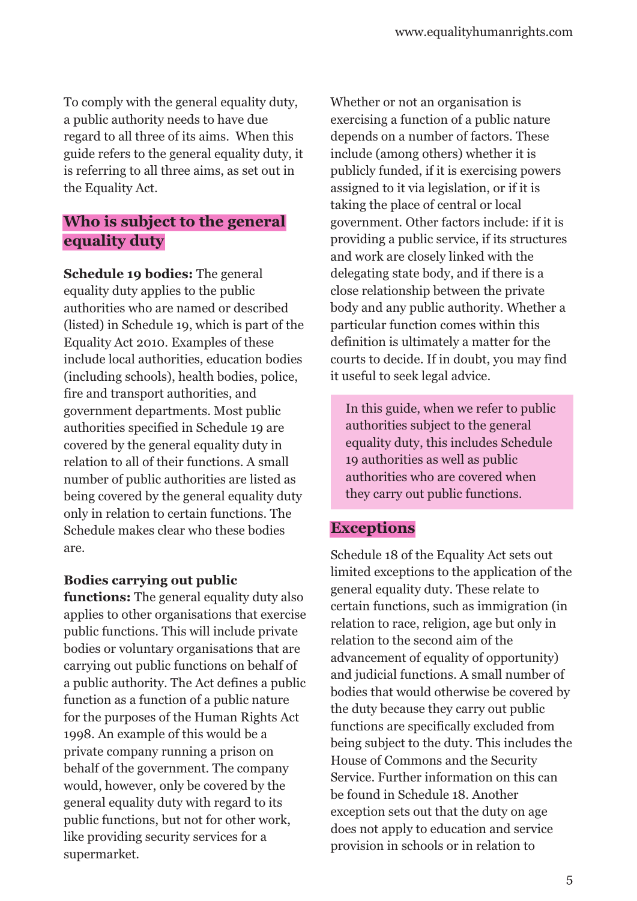To comply with the general equality duty, a public authority needs to have due regard to all three of its aims. When this guide refers to the general equality duty, it is referring to all three aims, as set out in the Equality Act.

## Who is subject to the general equality duty

**Schedule 19 bodies:** The general equality duty applies to the public authorities who are named or described (listed) in Schedule 19, which is part of the Equality Act 2010. Examples of these include local authorities, education bodies (including schools), health bodies, police, fire and transport authorities, and government departments. Most public authorities specified in Schedule 19 are covered by the general equality duty in relation to all of their functions. A small number of public authorities are listed as being covered by the general equality duty only in relation to certain functions. The Schedule makes clear who these bodies are.

**Bodies carrying out public functions:** The general equality duty also applies to other organisations that exercise public functions. This will include private bodies or voluntary organisations that are carrying out public functions on behalf of a public authority. The Act defines a public function as a function of a public nature for the purposes of the Human Rights Act 1998. An example of this would be a private company running a prison on behalf of the government. The company would, however, only be covered by the general equality duty with regard to its public functions, but not for other work, like providing security services for a supermarket.

Whether or not an organisation is exercising a function of a public nature depends on a number of factors. These include (among others) whether it is publicly funded, if it is exercising powers assigned to it via legislation, or if it is taking the place of central or local government. Other factors include: if it is providing a public service, if its structures and work are closely linked with the delegating state body, and if there is a close relationship between the private body and any public authority. Whether a particular function comes within this definition is ultimately a matter for the courts to decide. If in doubt, you may find it useful to seek legal advice.

> In this guide, when we refer to public authorities subject to the general equality duty, this includes Schedule 19 authorities as well as public authorities who are covered when they carry out public functions.

## Exceptions

Schedule 18 of the Equality Act sets out limited exceptions to the application of the general equality duty. These relate to certain functions, such as immigration (in relation to race, religion, age but only in relation to the second aim of the advancement of equality of opportunity) and judicial functions. A small number of bodies that would otherwise be covered by the duty because they carry out public functions are specifically excluded from being subject to the duty. This includes the House of Commons and the Security Service. Further information on this can be found in Schedule 18. Another exception sets out that the duty on age does not apply to education and service provision in schools or in relation to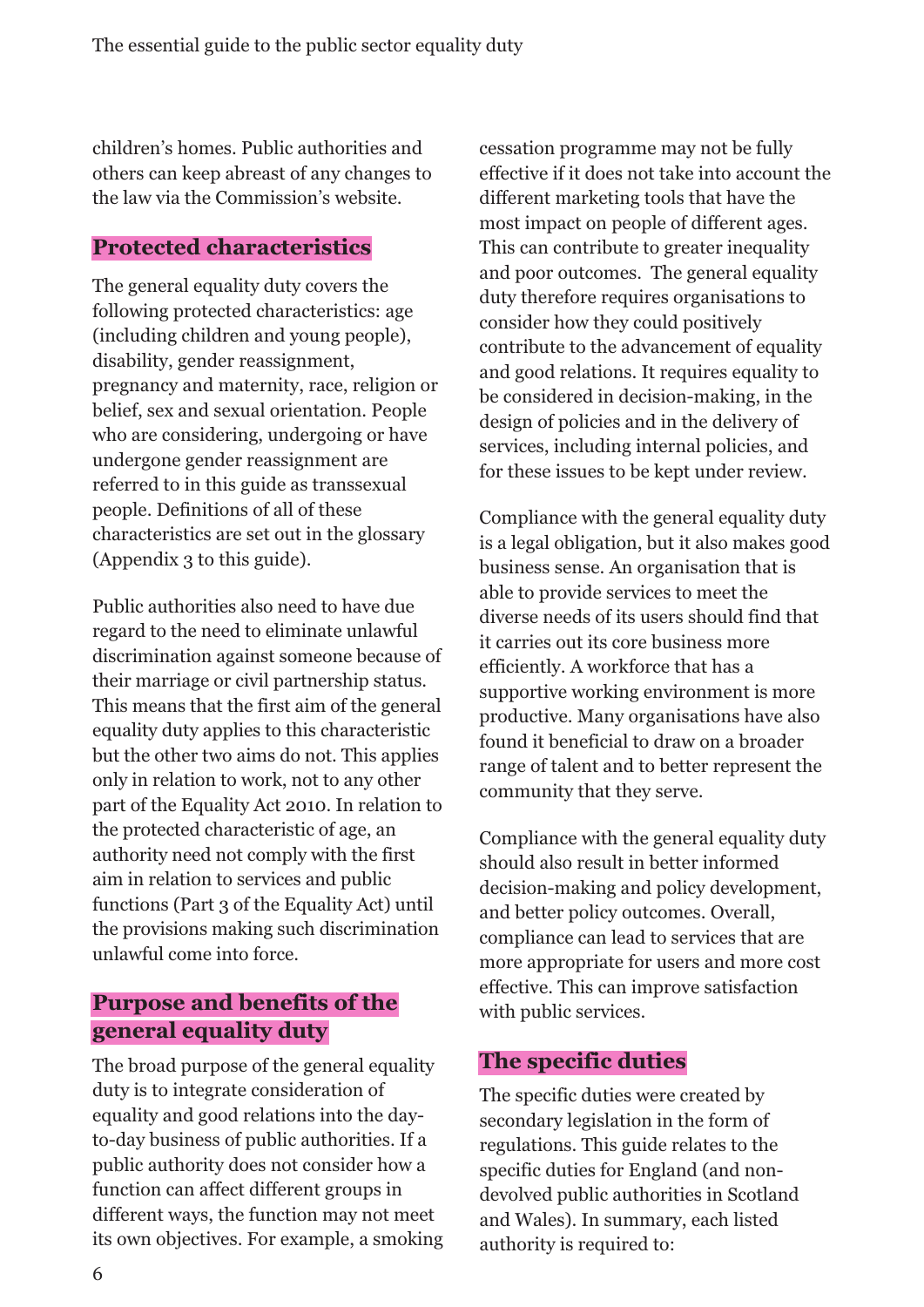children's homes. Public authorities and others can keep abreast of any changes to the law via the Commission's website.

## Protected characteristics

The general equality duty covers the following protected characteristics: age (including children and young people), disability, gender reassignment, pregnancy and maternity, race, religion or belief, sex and sexual orientation. People who are considering, undergoing or have undergone gender reassignment are referred to in this guide as transsexual people. Definitions of all of these characteristics are set out in the glossary (Appendix 3 to this guide).

Public authorities also need to have due regard to the need to eliminate unlawful discrimination against someone because of their marriage or civil partnership status. This means that the first aim of the general equality duty applies to this characteristic but the other two aims do not. This applies only in relation to work, not to any other part of the Equality Act 2010. In relation to the protected characteristic of age, an authority need not comply with the first aim in relation to services and public functions (Part 3 of the Equality Act) until the provisions making such discrimination unlawful come into force.

## Purpose and benefits of the general equality duty

The broad purpose of the general equality duty is to integrate consideration of equality and good relations into the day-to-day business of public authorities. If a public authority does not consider how a function can affect different groups in different ways, the function may not meet its own objectives. For example, a smoking cessation programme may not be fully effective if it does not take into account the different marketing tools that have the most impact on people of different ages. This can contribute to greater inequality and poor outcomes. The general equality duty therefore requires organisations to consider how they could positively contribute to the advancement of equality and good relations. It requires equality to be considered in decision-making, in the design of policies and in the delivery of services, including internal policies, and for these issues to be kept under review.

Compliance with the general equality duty is a legal obligation, but it also makes good business sense. An organisation that is able to provide services to meet the diverse needs of its users should find that it carries out its core business more efficiently. A workforce that has a supportive working environment is more productive. Many organisations have also found it beneficial to draw on a broader range of talent and to better represent the community that they serve.

Compliance with the general equality duty should also result in better informed decision-making and policy development, and better policy outcomes. Overall, compliance can lead to services that are more appropriate for users and more cost effective. This can improve satisfaction with public services.

## The specific duties

The specific duties were created by secondary legislation in the form of regulations. This guide relates to the specific duties for England (and non-devolved public authorities in Scotland and Wales). In summary, each listed authority is required to: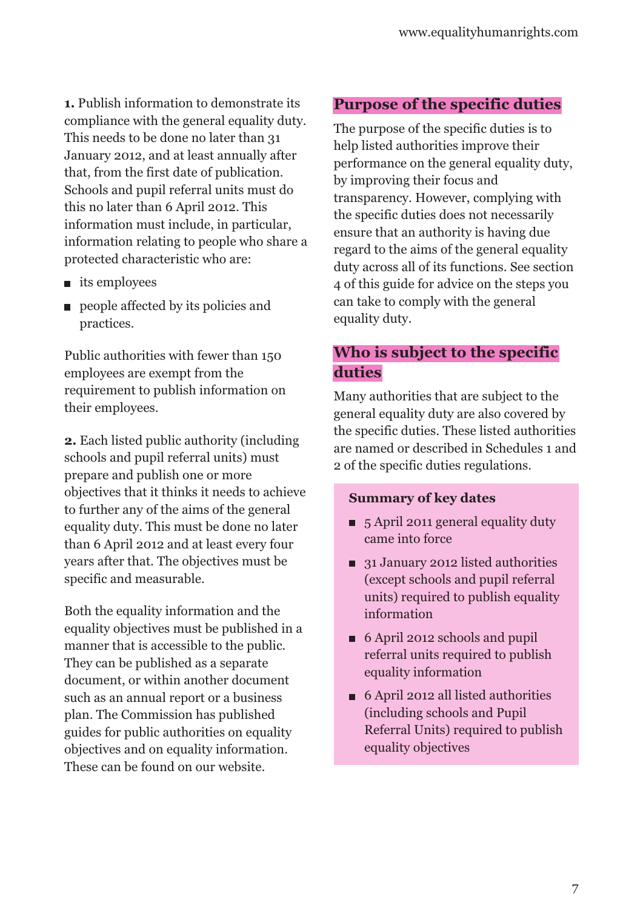**1.** Publish information to demonstrate its compliance with the general equality duty. This needs to be done no later than 31 January 2012, and at least annually after that, from the first date of publication. Schools and pupil referral units must do this no later than 6 April 2012. This information must include, in particular, information relating to people who share a protected characteristic who are:

- its employees
- people affected by its policies and practices.

Public authorities with fewer than 150 employees are exempt from the requirement to publish information on their employees.

**2.** Each listed public authority (including schools and pupil referral units) must prepare and publish one or more objectives that it thinks it needs to achieve to further any of the aims of the general equality duty. This must be done no later than 6 April 2012 and at least every four years after that. The objectives must be specific and measurable.

Both the equality information and the equality objectives must be published in a manner that is accessible to the public. They can be published as a separate document, or within another document such as an annual report or a business plan. The Commission has published guides for public authorities on equality objectives and on equality information. These can be found on our website.

## Purpose of the specific duties

The purpose of the specific duties is to help listed authorities improve their performance on the general equality duty, by improving their focus and transparency. However, complying with the specific duties does not necessarily ensure that an authority is having due regard to the aims of the general equality duty across all of its functions. See section 4 of this guide for advice on the steps you can take to comply with the general equality duty.

## Who is subject to the specific duties

Many authorities that are subject to the general equality duty are also covered by the specific duties. These listed authorities are named or described in Schedules 1 and 2 of the specific duties regulations.

**Summary of key dates**

- 5 April 2011 general equality duty came into force
- 31 January 2012 listed authorities (except schools and pupil referral units) required to publish equality information
- 6 April 2012 schools and pupil referral units required to publish equality information
- 6 April 2012 all listed authorities (including schools and Pupil Referral Units) required to publish equality objectives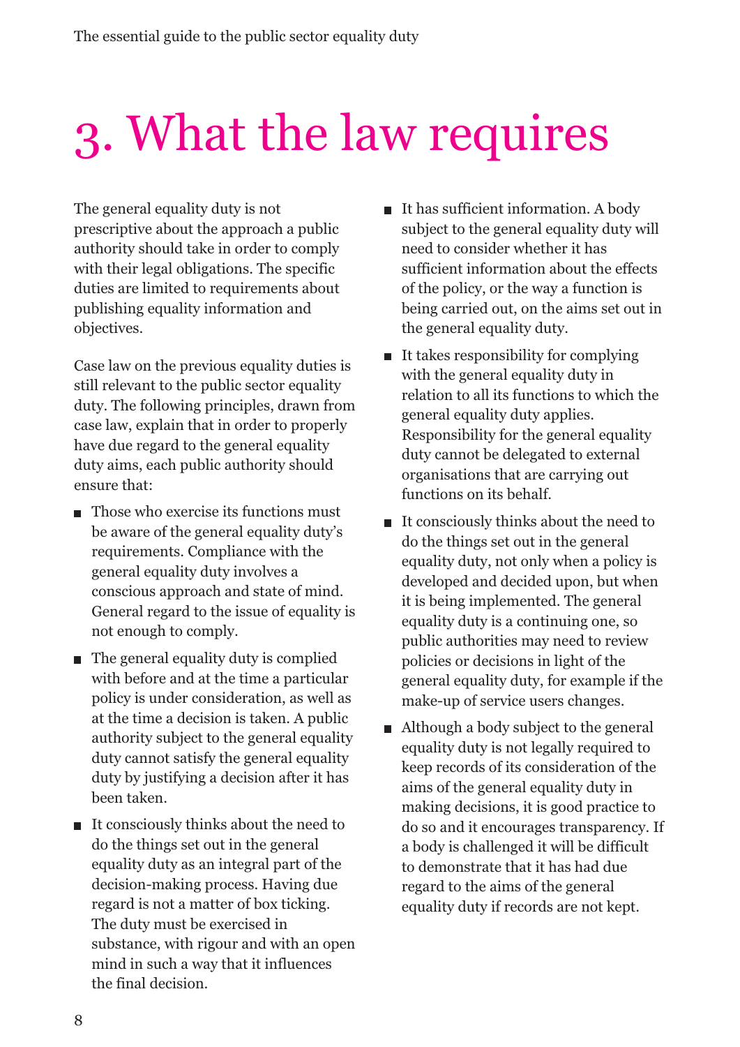# 3. What the law requires

The general equality duty is not prescriptive about the approach a public authority should take in order to comply with their legal obligations. The specific duties are limited to requirements about publishing equality information and objectives.

Case law on the previous equality duties is still relevant to the public sector equality duty. The following principles, drawn from case law, explain that in order to properly have due regard to the general equality duty aims, each public authority should ensure that:

- Those who exercise its functions must be aware of the general equality duty's requirements. Compliance with the general equality duty involves a conscious approach and state of mind. General regard to the issue of equality is not enough to comply.
- The general equality duty is complied with before and at the time a particular policy is under consideration, as well as at the time a decision is taken. A public authority subject to the general equality duty cannot satisfy the general equality duty by justifying a decision after it has been taken.
- It consciously thinks about the need to do the things set out in the general equality duty as an integral part of the decision-making process. Having due regard is not a matter of box ticking. The duty must be exercised in substance, with rigour and with an open mind in such a way that it influences the final decision.
- It has sufficient information. A body subject to the general equality duty will need to consider whether it has sufficient information about the effects of the policy, or the way a function is being carried out, on the aims set out in the general equality duty.
- It takes responsibility for complying with the general equality duty in relation to all its functions to which the general equality duty applies. Responsibility for the general equality duty cannot be delegated to external organisations that are carrying out functions on its behalf.
- It consciously thinks about the need to do the things set out in the general equality duty, not only when a policy is developed and decided upon, but when it is being implemented. The general equality duty is a continuing one, so public authorities may need to review policies or decisions in light of the general equality duty, for example if the make-up of service users changes.
- Although a body subject to the general equality duty is not legally required to keep records of its consideration of the aims of the general equality duty in making decisions, it is good practice to do so and it encourages transparency. If a body is challenged it will be difficult to demonstrate that it has had due regard to the aims of the general equality duty if records are not kept.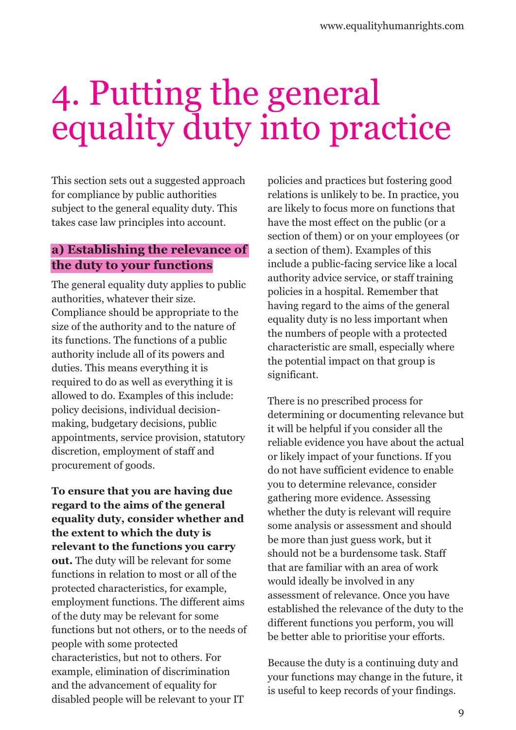# 4. Putting the general equality duty into practice

This section sets out a suggested approach for compliance by public authorities subject to the general equality duty. This takes case law principles into account.

## a) Establishing the relevance of the duty to your functions

The general equality duty applies to public authorities, whatever their size. Compliance should be appropriate to the size of the authority and to the nature of its functions. The functions of a public authority include all of its powers and duties. This means everything it is required to do as well as everything it is allowed to do. Examples of this include: policy decisions, individual decision-making, budgetary decisions, public appointments, service provision, statutory discretion, employment of staff and procurement of goods.

**To ensure that you are having due regard to the aims of the general equality duty, consider whether and the extent to which the duty is relevant to the functions you carry out.** The duty will be relevant for some functions in relation to most or all of the protected characteristics, for example, employment functions. The different aims of the duty may be relevant for some functions but not others, or to the needs of people with some protected characteristics, but not to others. For example, elimination of discrimination and the advancement of equality for disabled people will be relevant to your IT policies and practices but fostering good relations is unlikely to be. In practice, you are likely to focus more on functions that have the most effect on the public (or a section of them) or on your employees (or a section of them). Examples of this include a public-facing service like a local authority advice service, or staff training policies in a hospital. Remember that having regard to the aims of the general equality duty is no less important when the numbers of people with a protected characteristic are small, especially where the potential impact on that group is significant.

There is no prescribed process for determining or documenting relevance but it will be helpful if you consider all the reliable evidence you have about the actual or likely impact of your functions. If you do not have sufficient evidence to enable you to determine relevance, consider gathering more evidence. Assessing whether the duty is relevant will require some analysis or assessment and should be more than just guess work, but it should not be a burdensome task. Staff that are familiar with an area of work would ideally be involved in any assessment of relevance. Once you have established the relevance of the duty to the different functions you perform, you will be better able to prioritise your efforts.

Because the duty is a continuing duty and your functions may change in the future, it is useful to keep records of your findings.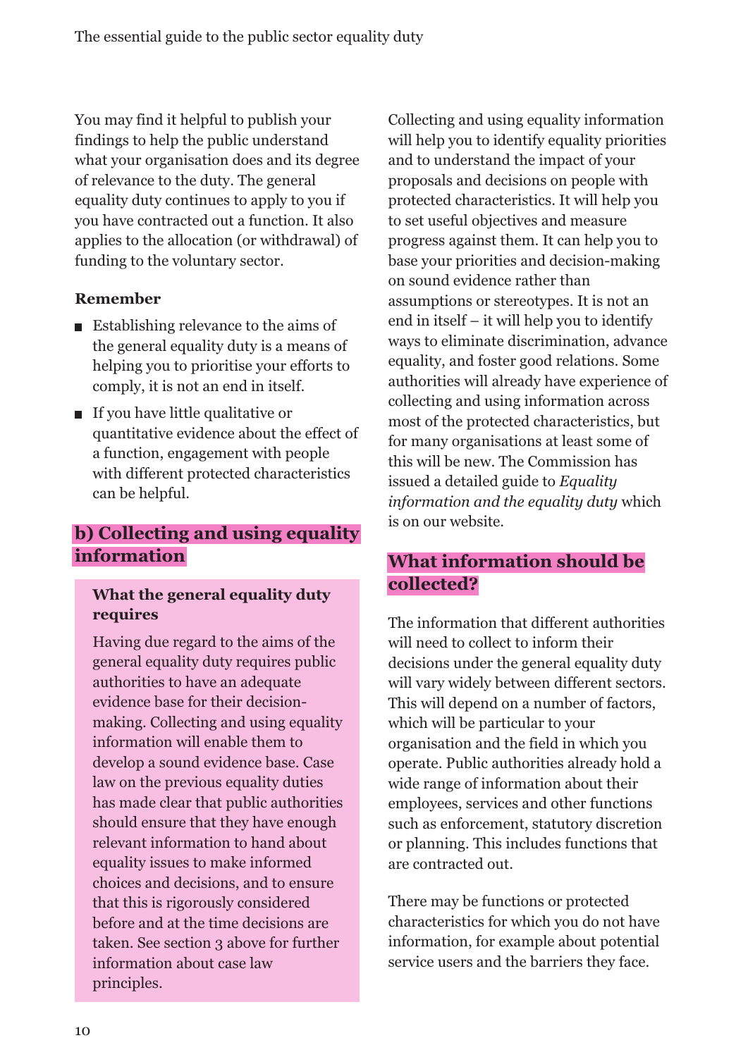You may find it helpful to publish your findings to help the public understand what your organisation does and its degree of relevance to the duty. The general equality duty continues to apply to you if you have contracted out a function. It also applies to the allocation (or withdrawal) of funding to the voluntary sector.

**Remember**

- Establishing relevance to the aims of the general equality duty is a means of helping you to prioritise your efforts to comply, it is not an end in itself.
- If you have little qualitative or quantitative evidence about the effect of a function, engagement with people with different protected characteristics can be helpful.

## b) Collecting and using equality information

**What the general equality duty requires**

Having due regard to the aims of the general equality duty requires public authorities to have an adequate evidence base for their decision-making. Collecting and using equality information will enable them to develop a sound evidence base. Case law on the previous equality duties has made clear that public authorities should ensure that they have enough relevant information to hand about equality issues to make informed choices and decisions, and to ensure that this is rigorously considered before and at the time decisions are taken. See section 3 above for further information about case law principles.

Collecting and using equality information will help you to identify equality priorities and to understand the impact of your proposals and decisions on people with protected characteristics. It will help you to set useful objectives and measure progress against them. It can help you to base your priorities and decision-making on sound evidence rather than assumptions or stereotypes. It is not an end in itself – it will help you to identify ways to eliminate discrimination, advance equality, and foster good relations. Some authorities will already have experience of collecting and using information across most of the protected characteristics, but for many organisations at least some of this will be new. The Commission has issued a detailed guide to *Equality information and the equality duty* which is on our website.

## What information should be collected?

The information that different authorities will need to collect to inform their decisions under the general equality duty will vary widely between different sectors. This will depend on a number of factors, which will be particular to your organisation and the field in which you operate. Public authorities already hold a wide range of information about their employees, services and other functions such as enforcement, statutory discretion or planning. This includes functions that are contracted out.

There may be functions or protected characteristics for which you do not have information, for example about potential service users and the barriers they face.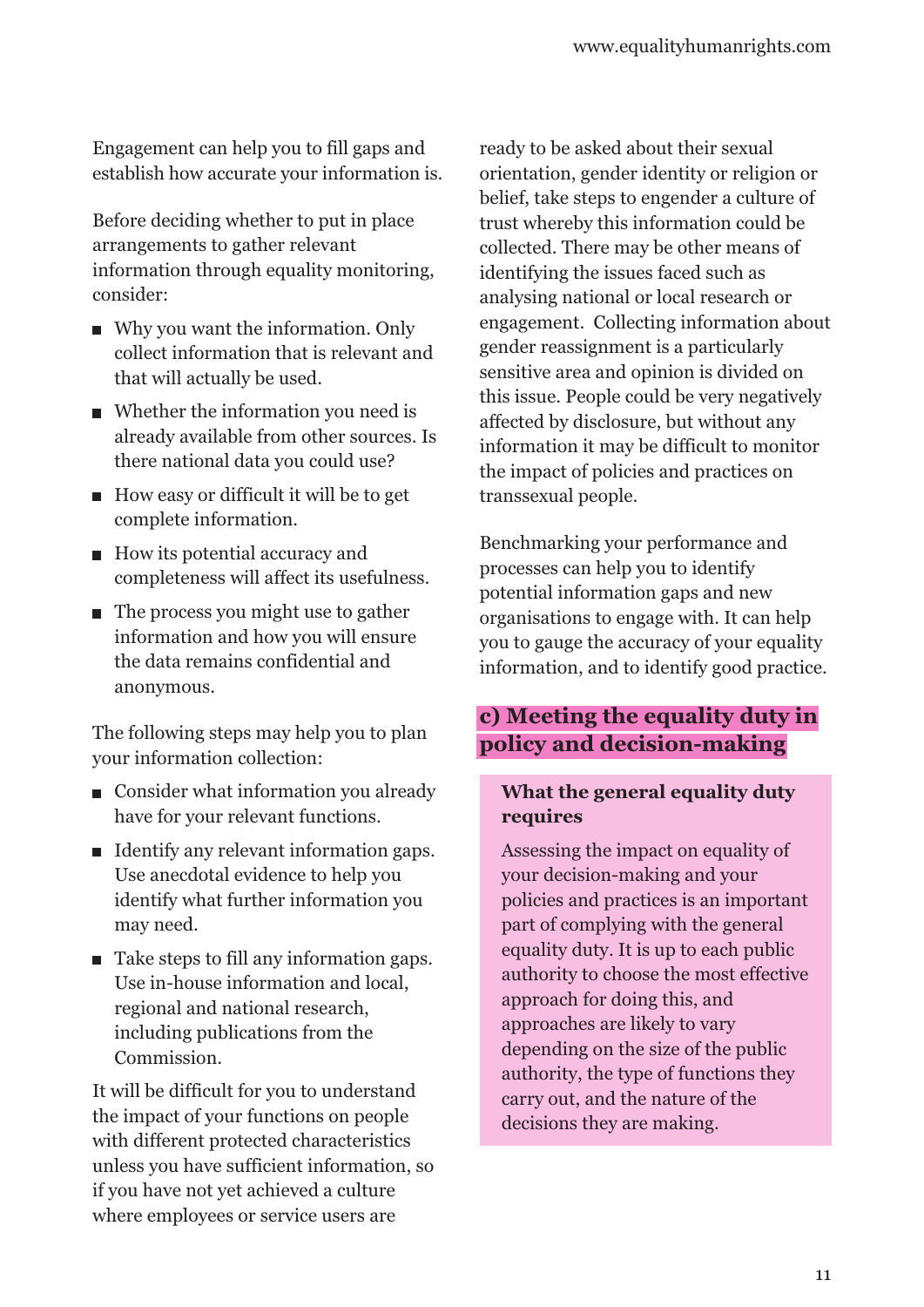Engagement can help you to fill gaps and establish how accurate your information is.

Before deciding whether to put in place arrangements to gather relevant information through equality monitoring, consider:

- Why you want the information. Only collect information that is relevant and that will actually be used.
- Whether the information you need is already available from other sources. Is there national data you could use?
- How easy or difficult it will be to get complete information.
- How its potential accuracy and completeness will affect its usefulness.
- The process you might use to gather information and how you will ensure the data remains confidential and anonymous.

The following steps may help you to plan your information collection:

- Consider what information you already have for your relevant functions.
- Identify any relevant information gaps. Use anecdotal evidence to help you identify what further information you may need.
- Take steps to fill any information gaps. Use in-house information and local, regional and national research, including publications from the Commission.

It will be difficult for you to understand the impact of your functions on people with different protected characteristics unless you have sufficient information, so if you have not yet achieved a culture where employees or service users are ready to be asked about their sexual orientation, gender identity or religion or belief, take steps to engender a culture of trust whereby this information could be collected. There may be other means of identifying the issues faced such as analysing national or local research or engagement. Collecting information about gender reassignment is a particularly sensitive area and opinion is divided on this issue. People could be very negatively affected by disclosure, but without any information it may be difficult to monitor the impact of policies and practices on transsexual people.

Benchmarking your performance and processes can help you to identify potential information gaps and new organisations to engage with. It can help you to gauge the accuracy of your equality information, and to identify good practice.

## c) Meeting the equality duty in policy and decision-making

**What the general equality duty requires**

Assessing the impact on equality of your decision-making and your policies and practices is an important part of complying with the general equality duty. It is up to each public authority to choose the most effective approach for doing this, and approaches are likely to vary depending on the size of the public authority, the type of functions they carry out, and the nature of the decisions they are making.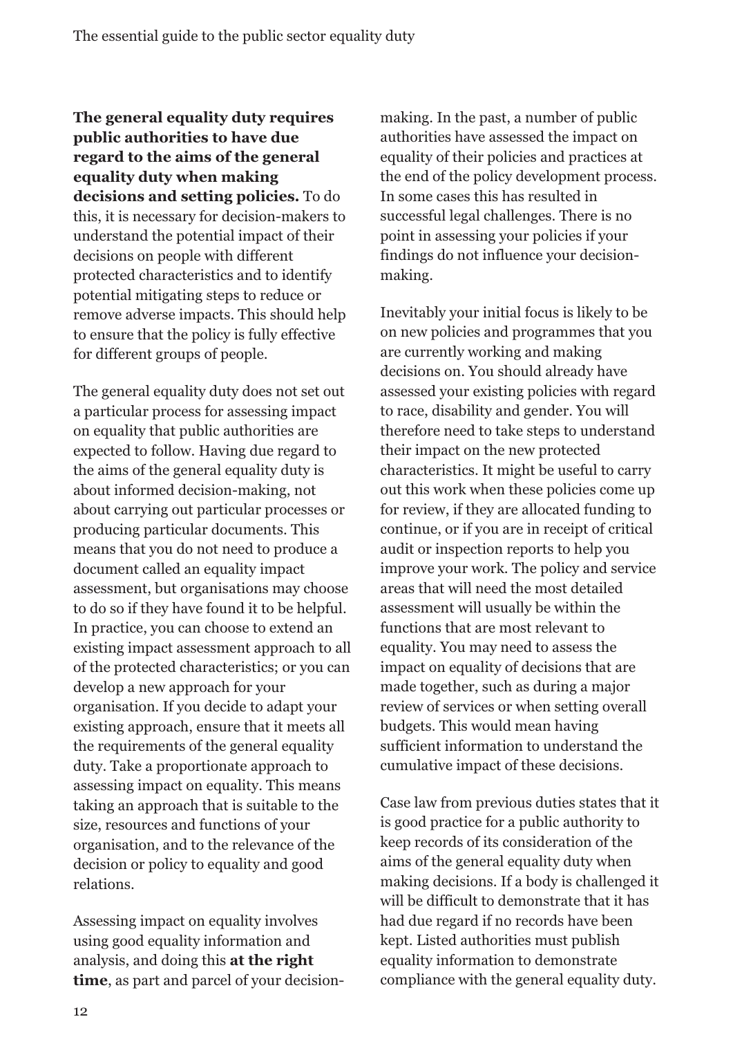**The general equality duty requires public authorities to have due regard to the aims of the general equality duty when making decisions and setting policies.** To do this, it is necessary for decision-makers to understand the potential impact of their decisions on people with different protected characteristics and to identify potential mitigating steps to reduce or remove adverse impacts. This should help to ensure that the policy is fully effective for different groups of people.

The general equality duty does not set out a particular process for assessing impact on equality that public authorities are expected to follow. Having due regard to the aims of the general equality duty is about informed decision-making, not about carrying out particular processes or producing particular documents. This means that you do not need to produce a document called an equality impact assessment, but organisations may choose to do so if they have found it to be helpful. In practice, you can choose to extend an existing impact assessment approach to all of the protected characteristics; or you can develop a new approach for your organisation. If you decide to adapt your existing approach, ensure that it meets all the requirements of the general equality duty. Take a proportionate approach to assessing impact on equality. This means taking an approach that is suitable to the size, resources and functions of your organisation, and to the relevance of the decision or policy to equality and good relations.

Assessing impact on equality involves using good equality information and analysis, and doing this **at the right time**, as part and parcel of your decision-making. In the past, a number of public authorities have assessed the impact on equality of their policies and practices at the end of the policy development process. In some cases this has resulted in successful legal challenges. There is no point in assessing your policies if your findings do not influence your decision-making.

Inevitably your initial focus is likely to be on new policies and programmes that you are currently working and making decisions on. You should already have assessed your existing policies with regard to race, disability and gender. You will therefore need to take steps to understand their impact on the new protected characteristics. It might be useful to carry out this work when these policies come up for review, if they are allocated funding to continue, or if you are in receipt of critical audit or inspection reports to help you improve your work. The policy and service areas that will need the most detailed assessment will usually be within the functions that are most relevant to equality. You may need to assess the impact on equality of decisions that are made together, such as during a major review of services or when setting overall budgets. This would mean having sufficient information to understand the cumulative impact of these decisions.

Case law from previous duties states that it is good practice for a public authority to keep records of its consideration of the aims of the general equality duty when making decisions. If a body is challenged it will be difficult to demonstrate that it has had due regard if no records have been kept. Listed authorities must publish equality information to demonstrate compliance with the general equality duty.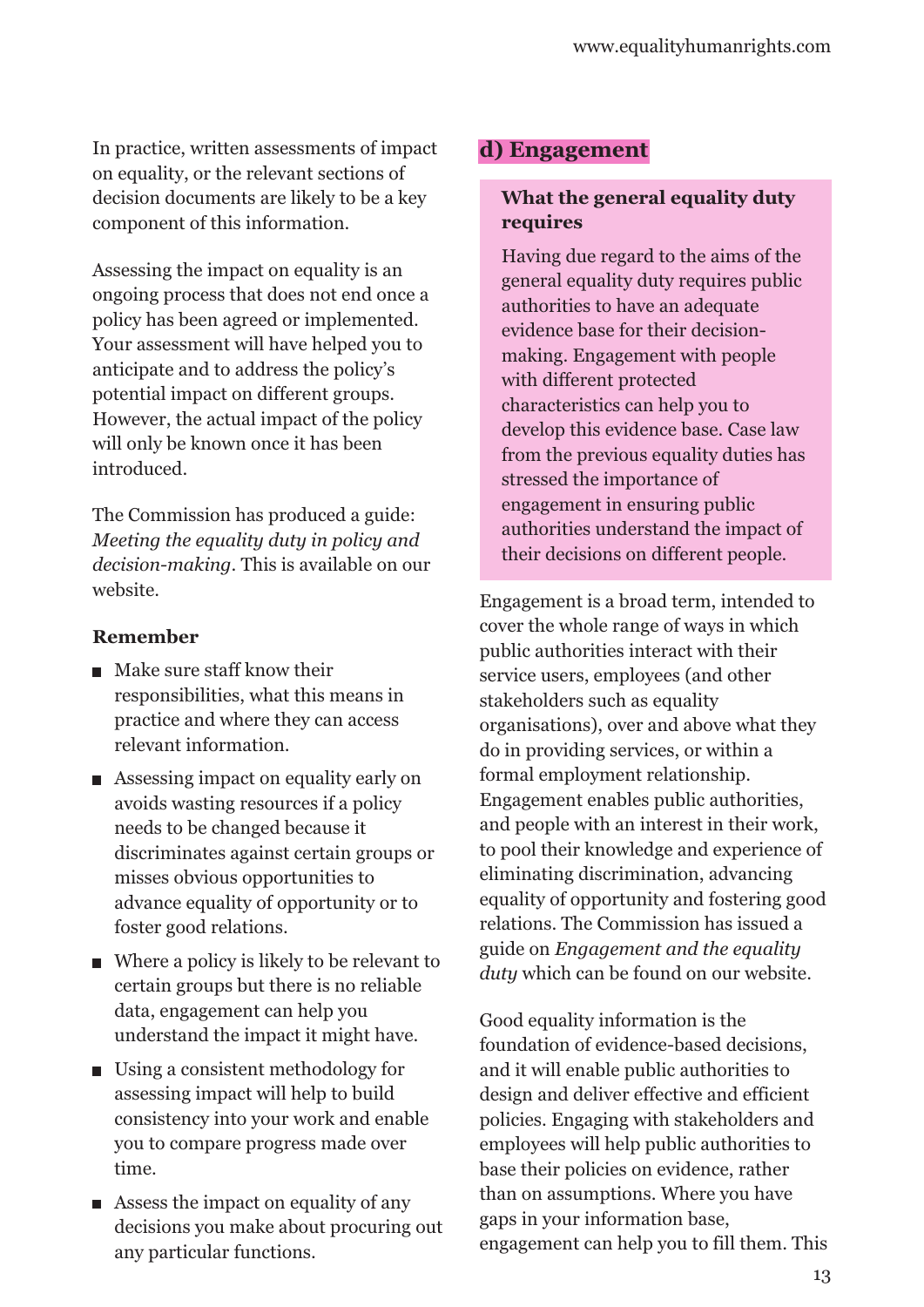In practice, written assessments of impact on equality, or the relevant sections of decision documents are likely to be a key component of this information.

Assessing the impact on equality is an ongoing process that does not end once a policy has been agreed or implemented. Your assessment will have helped you to anticipate and to address the policy's potential impact on different groups. However, the actual impact of the policy will only be known once it has been introduced.

The Commission has produced a guide: *Meeting the equality duty in policy and decision-making*. This is available on our website.

**Remember**

- Make sure staff know their responsibilities, what this means in practice and where they can access relevant information.
- Assessing impact on equality early on avoids wasting resources if a policy needs to be changed because it discriminates against certain groups or misses obvious opportunities to advance equality of opportunity or to foster good relations.
- Where a policy is likely to be relevant to certain groups but there is no reliable data, engagement can help you understand the impact it might have.
- Using a consistent methodology for assessing impact will help to build consistency into your work and enable you to compare progress made over time.
- Assess the impact on equality of any decisions you make about procuring out any particular functions.

## d) Engagement

**What the general equality duty requires**

Having due regard to the aims of the general equality duty requires public authorities to have an adequate evidence base for their decision-making. Engagement with people with different protected characteristics can help you to develop this evidence base. Case law from the previous equality duties has stressed the importance of engagement in ensuring public authorities understand the impact of their decisions on different people.

Engagement is a broad term, intended to cover the whole range of ways in which public authorities interact with their service users, employees (and other stakeholders such as equality organisations), over and above what they do in providing services, or within a formal employment relationship. Engagement enables public authorities, and people with an interest in their work, to pool their knowledge and experience of eliminating discrimination, advancing equality of opportunity and fostering good relations. The Commission has issued a guide on *Engagement and the equality duty* which can be found on our website.

Good equality information is the foundation of evidence-based decisions, and it will enable public authorities to design and deliver effective and efficient policies. Engaging with stakeholders and employees will help public authorities to base their policies on evidence, rather than on assumptions. Where you have gaps in your information base, engagement can help you to fill them. This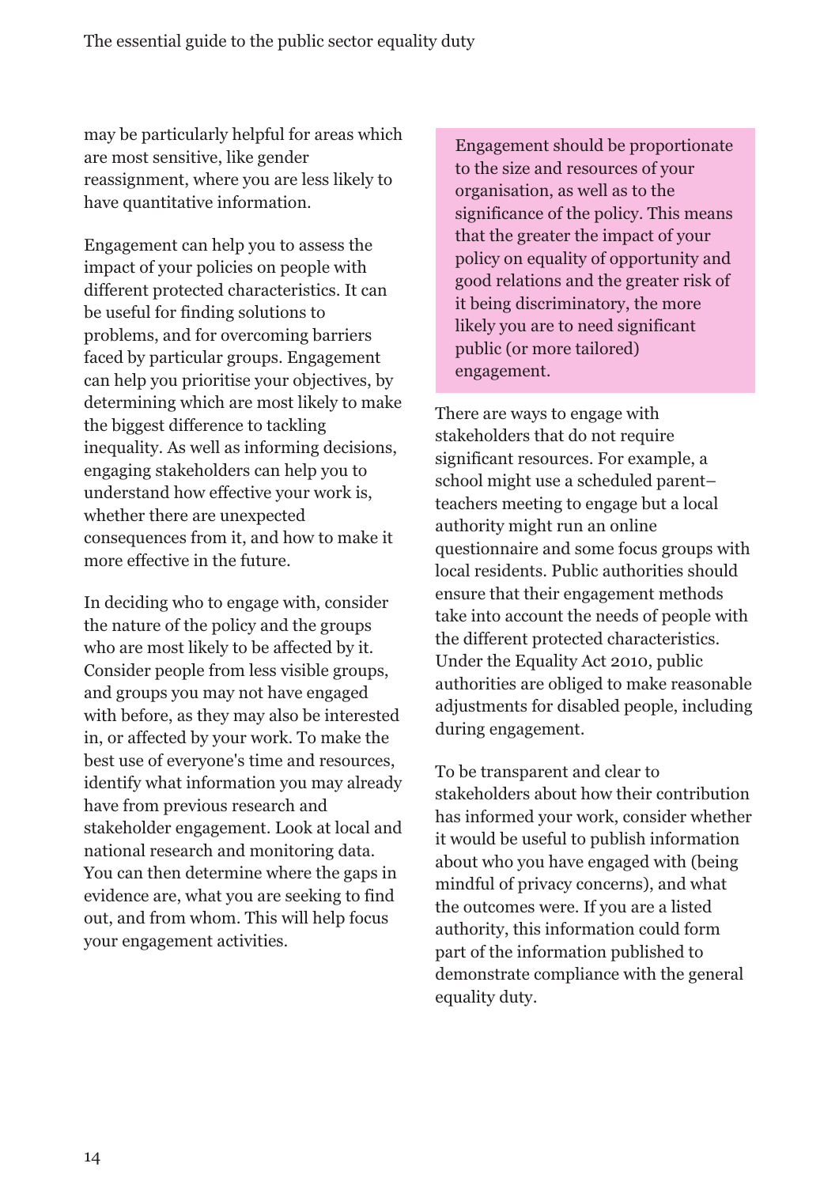may be particularly helpful for areas which are most sensitive, like gender reassignment, where you are less likely to have quantitative information.

Engagement can help you to assess the impact of your policies on people with different protected characteristics. It can be useful for finding solutions to problems, and for overcoming barriers faced by particular groups. Engagement can help you prioritise your objectives, by determining which are most likely to make the biggest difference to tackling inequality. As well as informing decisions, engaging stakeholders can help you to understand how effective your work is, whether there are unexpected consequences from it, and how to make it more effective in the future.

In deciding who to engage with, consider the nature of the policy and the groups who are most likely to be affected by it. Consider people from less visible groups, and groups you may not have engaged with before, as they may also be interested in, or affected by your work. To make the best use of everyone's time and resources, identify what information you may already have from previous research and stakeholder engagement. Look at local and national research and monitoring data. You can then determine where the gaps in evidence are, what you are seeking to find out, and from whom. This will help focus your engagement activities.

> Engagement should be proportionate to the size and resources of your organisation, as well as to the significance of the policy. This means that the greater the impact of your policy on equality of opportunity and good relations and the greater risk of it being discriminatory, the more likely you are to need significant public (or more tailored) engagement.

There are ways to engage with stakeholders that do not require significant resources. For example, a school might use a scheduled parent–teachers meeting to engage but a local authority might run an online questionnaire and some focus groups with local residents. Public authorities should ensure that their engagement methods take into account the needs of people with the different protected characteristics. Under the Equality Act 2010, public authorities are obliged to make reasonable adjustments for disabled people, including during engagement.

To be transparent and clear to stakeholders about how their contribution has informed your work, consider whether it would be useful to publish information about who you have engaged with (being mindful of privacy concerns), and what the outcomes were. If you are a listed authority, this information could form part of the information published to demonstrate compliance with the general equality duty.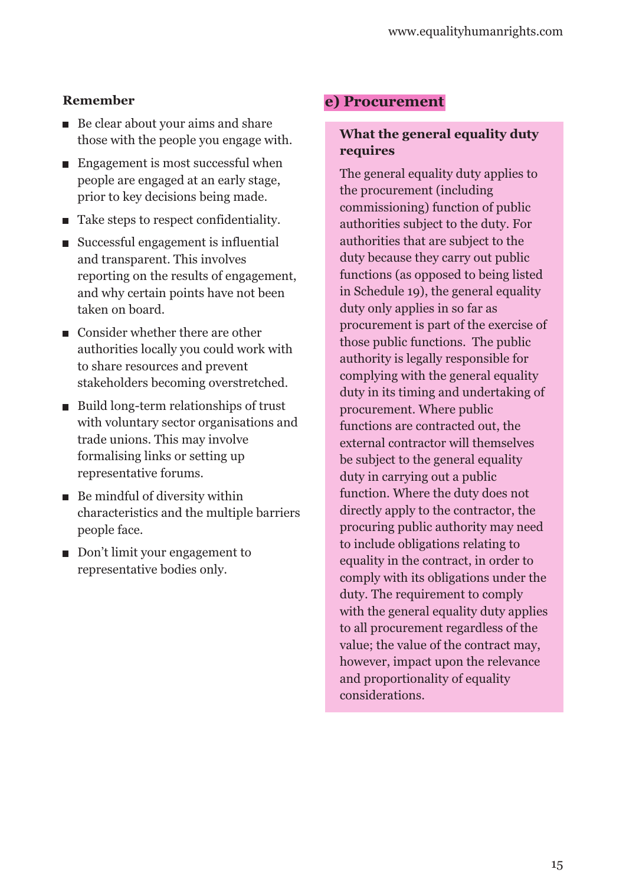**Remember**

- Be clear about your aims and share those with the people you engage with.
- Engagement is most successful when people are engaged at an early stage, prior to key decisions being made.
- Take steps to respect confidentiality.
- Successful engagement is influential and transparent. This involves reporting on the results of engagement, and why certain points have not been taken on board.
- Consider whether there are other authorities locally you could work with to share resources and prevent stakeholders becoming overstretched.
- Build long-term relationships of trust with voluntary sector organisations and trade unions. This may involve formalising links or setting up representative forums.
- Be mindful of diversity within characteristics and the multiple barriers people face.
- Don't limit your engagement to representative bodies only.

## e) Procurement

### What the general equality duty requires

The general equality duty applies to the procurement (including commissioning) function of public authorities subject to the duty. For authorities that are subject to the duty because they carry out public functions (as opposed to being listed in Schedule 19), the general equality duty only applies in so far as procurement is part of the exercise of those public functions. The public authority is legally responsible for complying with the general equality duty in its timing and undertaking of procurement. Where public functions are contracted out, the external contractor will themselves be subject to the general equality duty in carrying out a public function. Where the duty does not directly apply to the contractor, the procuring public authority may need to include obligations relating to equality in the contract, in order to comply with its obligations under the duty. The requirement to comply with the general equality duty applies to all procurement regardless of the value; the value of the contract may, however, impact upon the relevance and proportionality of equality considerations.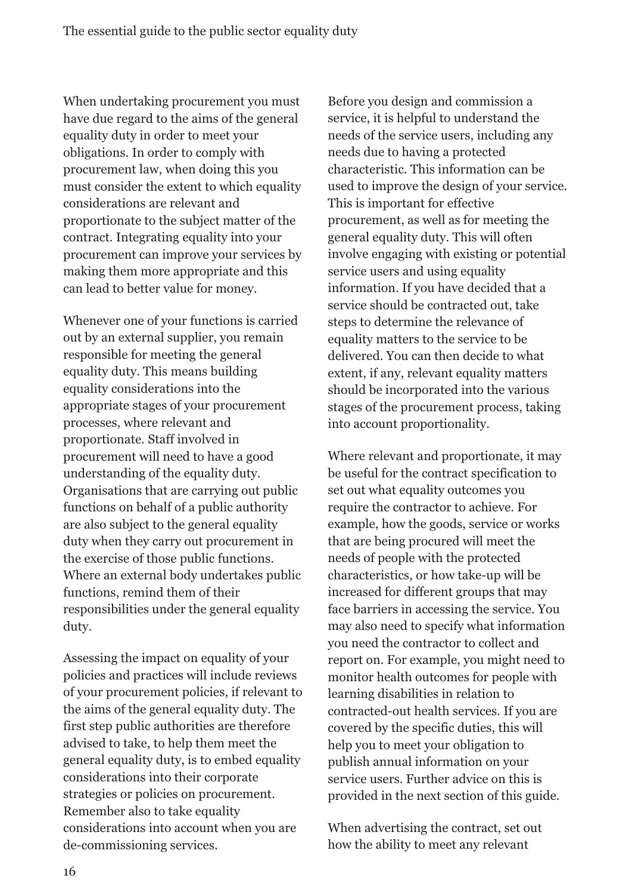When undertaking procurement you must have due regard to the aims of the general equality duty in order to meet your obligations. In order to comply with procurement law, when doing this you must consider the extent to which equality considerations are relevant and proportionate to the subject matter of the contract. Integrating equality into your procurement can improve your services by making them more appropriate and this can lead to better value for money.

Whenever one of your functions is carried out by an external supplier, you remain responsible for meeting the general equality duty. This means building equality considerations into the appropriate stages of your procurement processes, where relevant and proportionate. Staff involved in procurement will need to have a good understanding of the equality duty. Organisations that are carrying out public functions on behalf of a public authority are also subject to the general equality duty when they carry out procurement in the exercise of those public functions. Where an external body undertakes public functions, remind them of their responsibilities under the general equality duty.

Assessing the impact on equality of your policies and practices will include reviews of your procurement policies, if relevant to the aims of the general equality duty. The first step public authorities are therefore advised to take, to help them meet the general equality duty, is to embed equality considerations into their corporate strategies or policies on procurement. Remember also to take equality considerations into account when you are de-commissioning services.

Before you design and commission a service, it is helpful to understand the needs of the service users, including any needs due to having a protected characteristic. This information can be used to improve the design of your service. This is important for effective procurement, as well as for meeting the general equality duty. This will often involve engaging with existing or potential service users and using equality information. If you have decided that a service should be contracted out, take steps to determine the relevance of equality matters to the service to be delivered. You can then decide to what extent, if any, relevant equality matters should be incorporated into the various stages of the procurement process, taking into account proportionality.

Where relevant and proportionate, it may be useful for the contract specification to set out what equality outcomes you require the contractor to achieve. For example, how the goods, service or works that are being procured will meet the needs of people with the protected characteristics, or how take-up will be increased for different groups that may face barriers in accessing the service. You may also need to specify what information you need the contractor to collect and report on. For example, you might need to monitor health outcomes for people with learning disabilities in relation to contracted-out health services. If you are covered by the specific duties, this will help you to meet your obligation to publish annual information on your service users. Further advice on this is provided in the next section of this guide.

When advertising the contract, set out how the ability to meet any relevant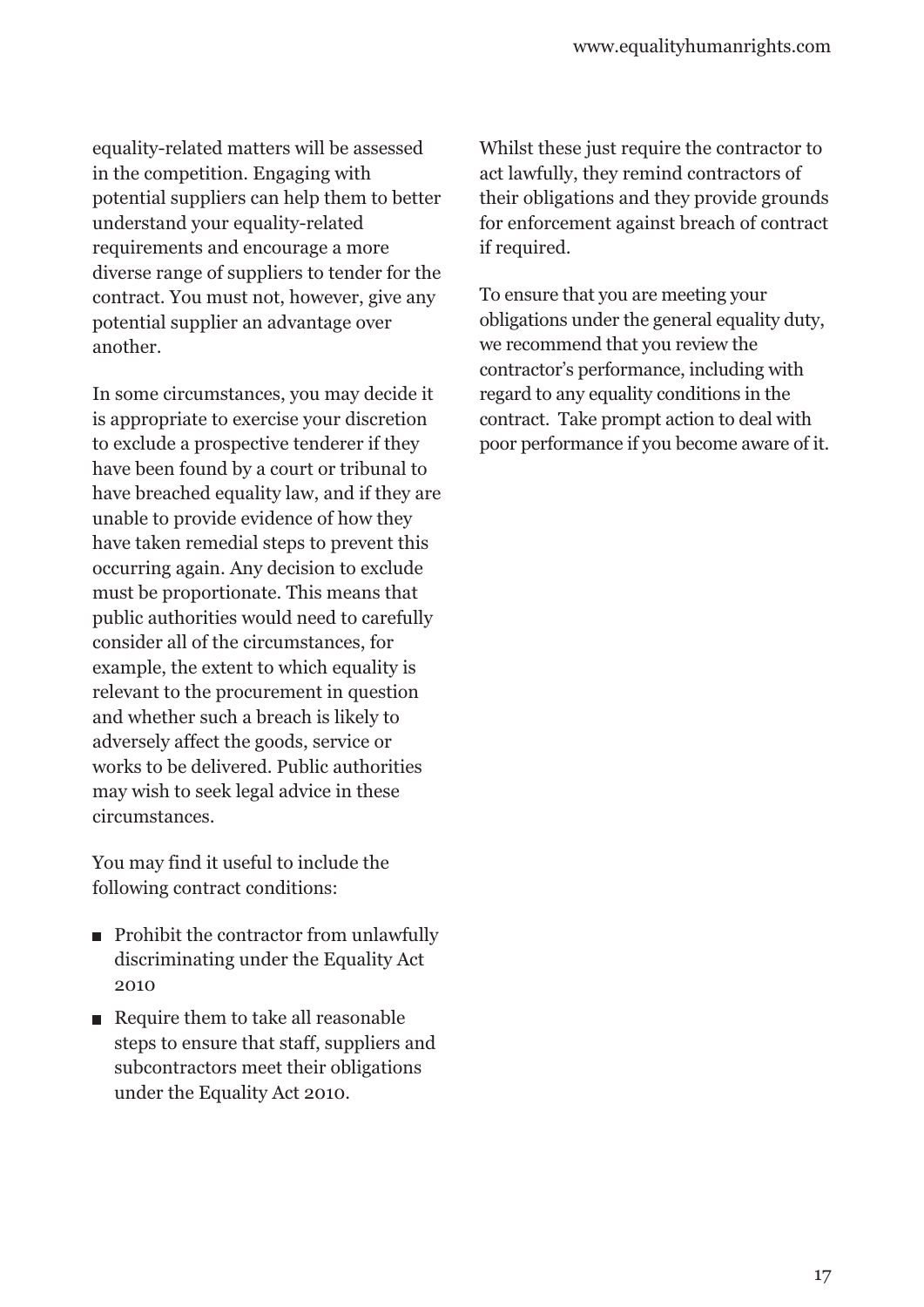equality-related matters will be assessed in the competition. Engaging with potential suppliers can help them to better understand your equality-related requirements and encourage a more diverse range of suppliers to tender for the contract. You must not, however, give any potential supplier an advantage over another.

In some circumstances, you may decide it is appropriate to exercise your discretion to exclude a prospective tenderer if they have been found by a court or tribunal to have breached equality law, and if they are unable to provide evidence of how they have taken remedial steps to prevent this occurring again. Any decision to exclude must be proportionate. This means that public authorities would need to carefully consider all of the circumstances, for example, the extent to which equality is relevant to the procurement in question and whether such a breach is likely to adversely affect the goods, service or works to be delivered. Public authorities may wish to seek legal advice in these circumstances.

You may find it useful to include the following contract conditions:

- Prohibit the contractor from unlawfully discriminating under the Equality Act 2010
- Require them to take all reasonable steps to ensure that staff, suppliers and subcontractors meet their obligations under the Equality Act 2010.

Whilst these just require the contractor to act lawfully, they remind contractors of their obligations and they provide grounds for enforcement against breach of contract if required.

To ensure that you are meeting your obligations under the general equality duty, we recommend that you review the contractor's performance, including with regard to any equality conditions in the contract. Take prompt action to deal with poor performance if you become aware of it.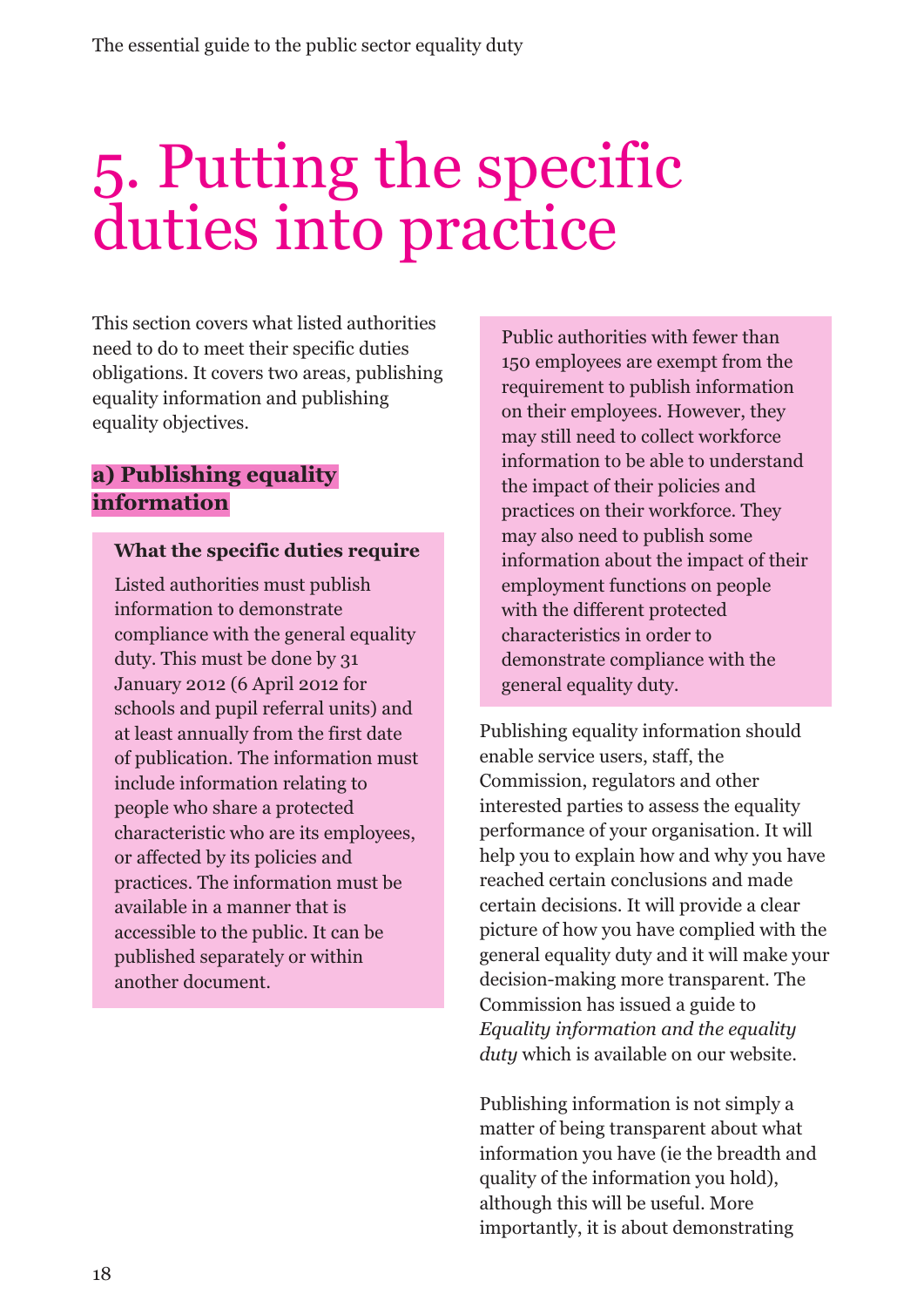# 5. Putting the specific duties into practice

This section covers what listed authorities need to do to meet their specific duties obligations. It covers two areas, publishing equality information and publishing equality objectives.

## a) Publishing equality information

**What the specific duties require**

Listed authorities must publish information to demonstrate compliance with the general equality duty. This must be done by 31 January 2012 (6 April 2012 for schools and pupil referral units) and at least annually from the first date of publication. The information must include information relating to people who share a protected characteristic who are its employees, or affected by its policies and practices. The information must be available in a manner that is accessible to the public. It can be published separately or within another document.

Public authorities with fewer than 150 employees are exempt from the requirement to publish information on their employees. However, they may still need to collect workforce information to be able to understand the impact of their policies and practices on their workforce. They may also need to publish some information about the impact of their employment functions on people with the different protected characteristics in order to demonstrate compliance with the general equality duty.

Publishing equality information should enable service users, staff, the Commission, regulators and other interested parties to assess the equality performance of your organisation. It will help you to explain how and why you have reached certain conclusions and made certain decisions. It will provide a clear picture of how you have complied with the general equality duty and it will make your decision-making more transparent. The Commission has issued a guide to *Equality information and the equality duty* which is available on our website.

Publishing information is not simply a matter of being transparent about what information you have (ie the breadth and quality of the information you hold), although this will be useful. More importantly, it is about demonstrating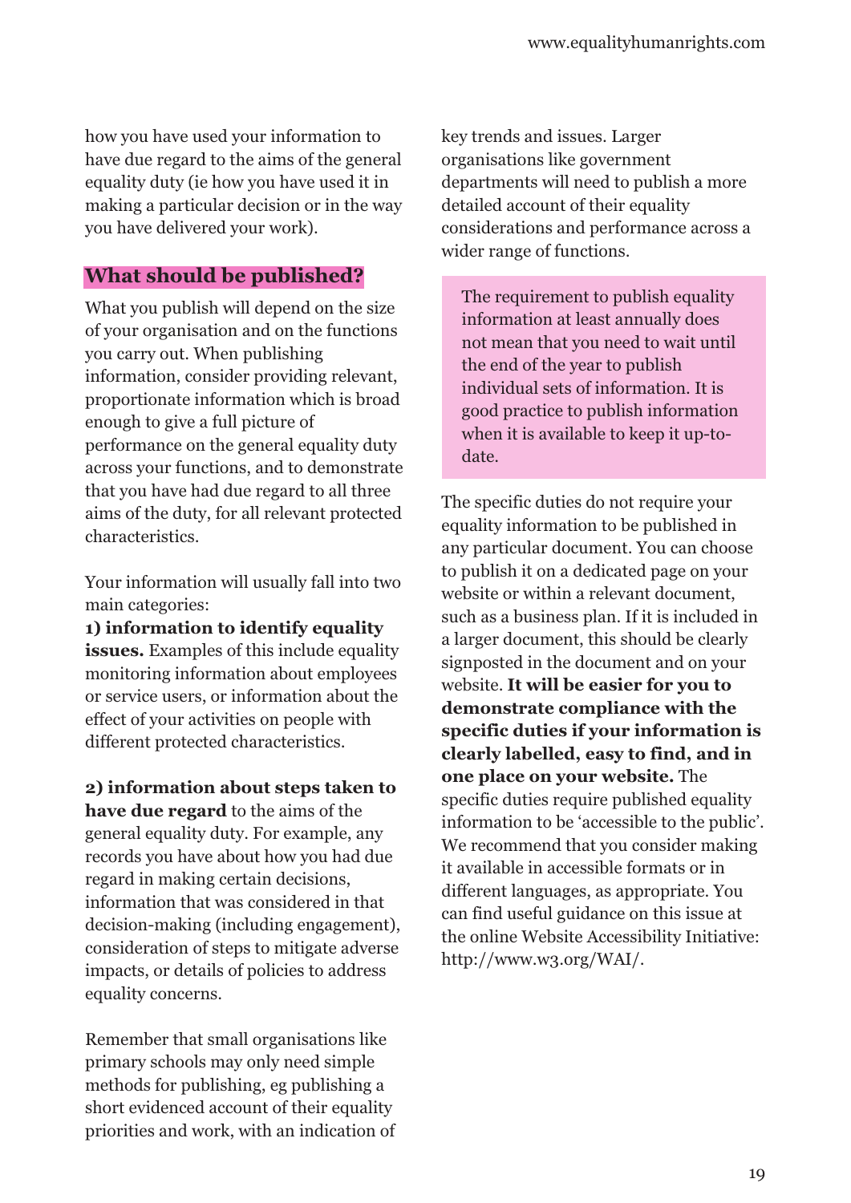how you have used your information to have due regard to the aims of the general equality duty (ie how you have used it in making a particular decision or in the way you have delivered your work).

## What should be published?

What you publish will depend on the size of your organisation and on the functions you carry out. When publishing information, consider providing relevant, proportionate information which is broad enough to give a full picture of performance on the general equality duty across your functions, and to demonstrate that you have had due regard to all three aims of the duty, for all relevant protected characteristics.

Your information will usually fall into two main categories:

**1) information to identify equality issues.** Examples of this include equality monitoring information about employees or service users, or information about the effect of your activities on people with different protected characteristics.

**2) information about steps taken to have due regard** to the aims of the general equality duty. For example, any records you have about how you had due regard in making certain decisions, information that was considered in that decision-making (including engagement), consideration of steps to mitigate adverse impacts, or details of policies to address equality concerns.

Remember that small organisations like primary schools may only need simple methods for publishing, eg publishing a short evidenced account of their equality priorities and work, with an indication of key trends and issues. Larger organisations like government departments will need to publish a more detailed account of their equality considerations and performance across a wider range of functions.

> The requirement to publish equality information at least annually does not mean that you need to wait until the end of the year to publish individual sets of information. It is good practice to publish information when it is available to keep it up-to-date.

The specific duties do not require your equality information to be published in any particular document. You can choose to publish it on a dedicated page on your website or within a relevant document, such as a business plan. If it is included in a larger document, this should be clearly signposted in the document and on your website. **It will be easier for you to demonstrate compliance with the specific duties if your information is clearly labelled, easy to find, and in one place on your website.** The specific duties require published equality information to be 'accessible to the public'. We recommend that you consider making it available in accessible formats or in different languages, as appropriate. You can find useful guidance on this issue at the online Website Accessibility Initiative: http://www.w3.org/WAI/.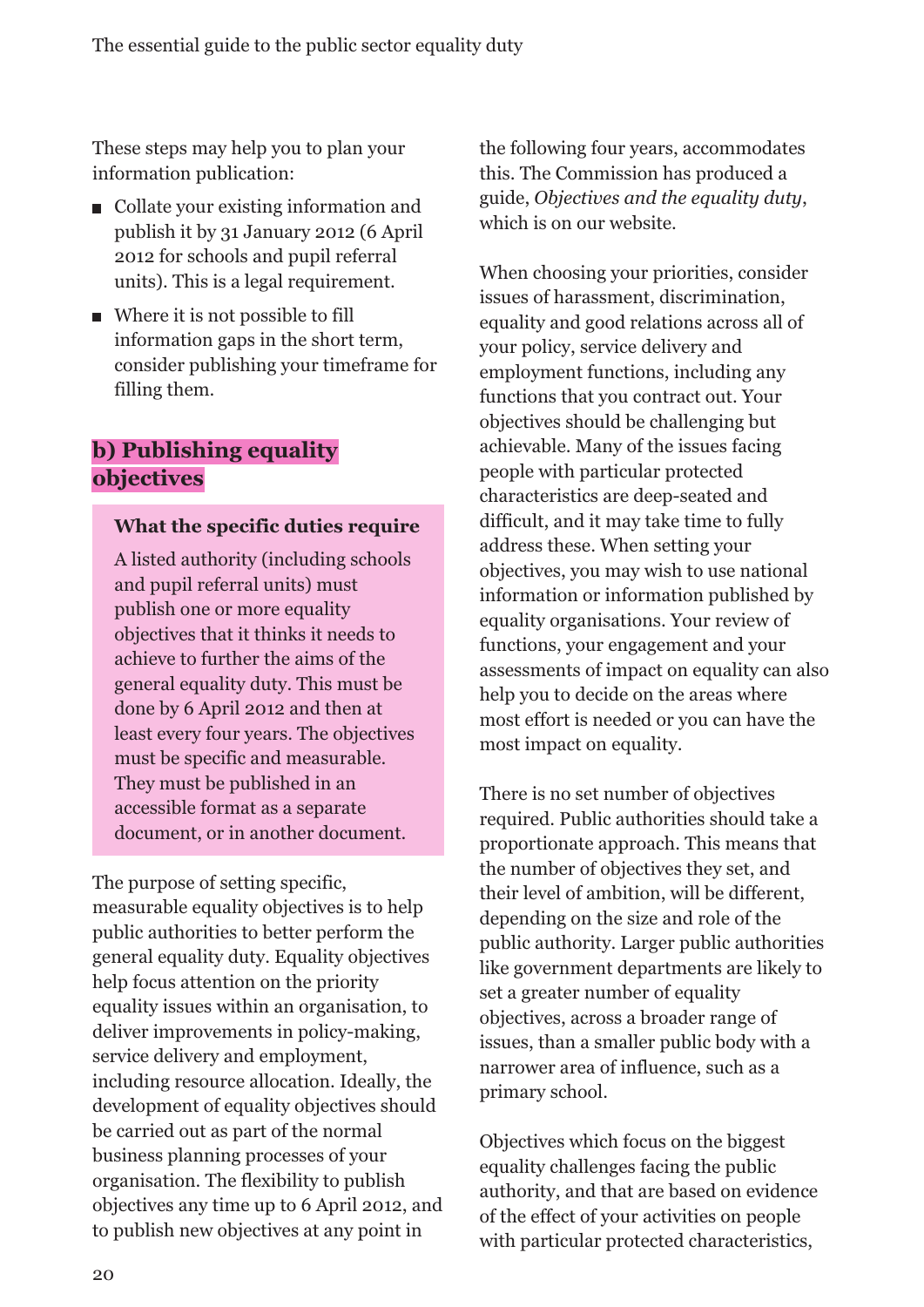These steps may help you to plan your information publication:

- Collate your existing information and publish it by 31 January 2012 (6 April 2012 for schools and pupil referral units). This is a legal requirement.
- Where it is not possible to fill information gaps in the short term, consider publishing your timeframe for filling them.

## b) Publishing equality objectives

**What the specific duties require**

A listed authority (including schools and pupil referral units) must publish one or more equality objectives that it thinks it needs to achieve to further the aims of the general equality duty. This must be done by 6 April 2012 and then at least every four years. The objectives must be specific and measurable. They must be published in an accessible format as a separate document, or in another document.

The purpose of setting specific, measurable equality objectives is to help public authorities to better perform the general equality duty. Equality objectives help focus attention on the priority equality issues within an organisation, to deliver improvements in policy-making, service delivery and employment, including resource allocation. Ideally, the development of equality objectives should be carried out as part of the normal business planning processes of your organisation. The flexibility to publish objectives any time up to 6 April 2012, and to publish new objectives at any point in the following four years, accommodates this. The Commission has produced a guide, *Objectives and the equality duty*, which is on our website.

When choosing your priorities, consider issues of harassment, discrimination, equality and good relations across all of your policy, service delivery and employment functions, including any functions that you contract out. Your objectives should be challenging but achievable. Many of the issues facing people with particular protected characteristics are deep-seated and difficult, and it may take time to fully address these. When setting your objectives, you may wish to use national information or information published by equality organisations. Your review of functions, your engagement and your assessments of impact on equality can also help you to decide on the areas where most effort is needed or you can have the most impact on equality.

There is no set number of objectives required. Public authorities should take a proportionate approach. This means that the number of objectives they set, and their level of ambition, will be different, depending on the size and role of the public authority. Larger public authorities like government departments are likely to set a greater number of equality objectives, across a broader range of issues, than a smaller public body with a narrower area of influence, such as a primary school.

Objectives which focus on the biggest equality challenges facing the public authority, and that are based on evidence of the effect of your activities on people with particular protected characteristics,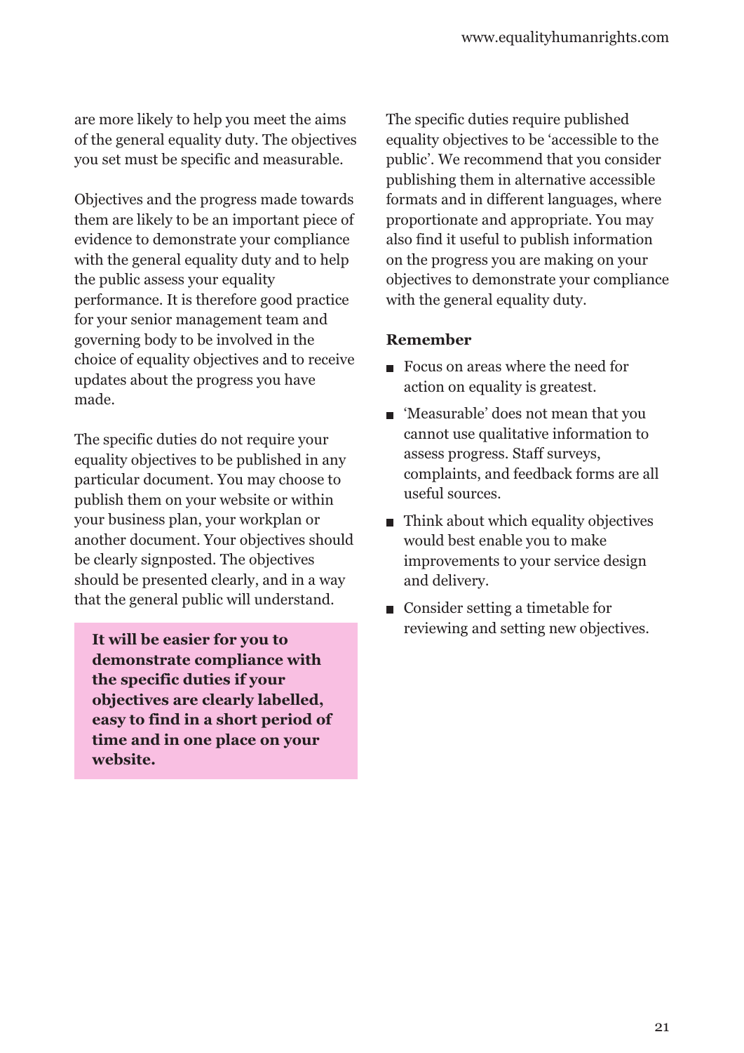are more likely to help you meet the aims of the general equality duty. The objectives you set must be specific and measurable.

Objectives and the progress made towards them are likely to be an important piece of evidence to demonstrate your compliance with the general equality duty and to help the public assess your equality performance. It is therefore good practice for your senior management team and governing body to be involved in the choice of equality objectives and to receive updates about the progress you have made.

The specific duties do not require your equality objectives to be published in any particular document. You may choose to publish them on your website or within your business plan, your workplan or another document. Your objectives should be clearly signposted. The objectives should be presented clearly, and in a way that the general public will understand.

**It will be easier for you to demonstrate compliance with the specific duties if your objectives are clearly labelled, easy to find in a short period of time and in one place on your website.**

The specific duties require published equality objectives to be 'accessible to the public'. We recommend that you consider publishing them in alternative accessible formats and in different languages, where proportionate and appropriate. You may also find it useful to publish information on the progress you are making on your objectives to demonstrate your compliance with the general equality duty.

**Remember**

- Focus on areas where the need for action on equality is greatest.
- 'Measurable' does not mean that you cannot use qualitative information to assess progress. Staff surveys, complaints, and feedback forms are all useful sources.
- Think about which equality objectives would best enable you to make improvements to your service design and delivery.
- Consider setting a timetable for reviewing and setting new objectives.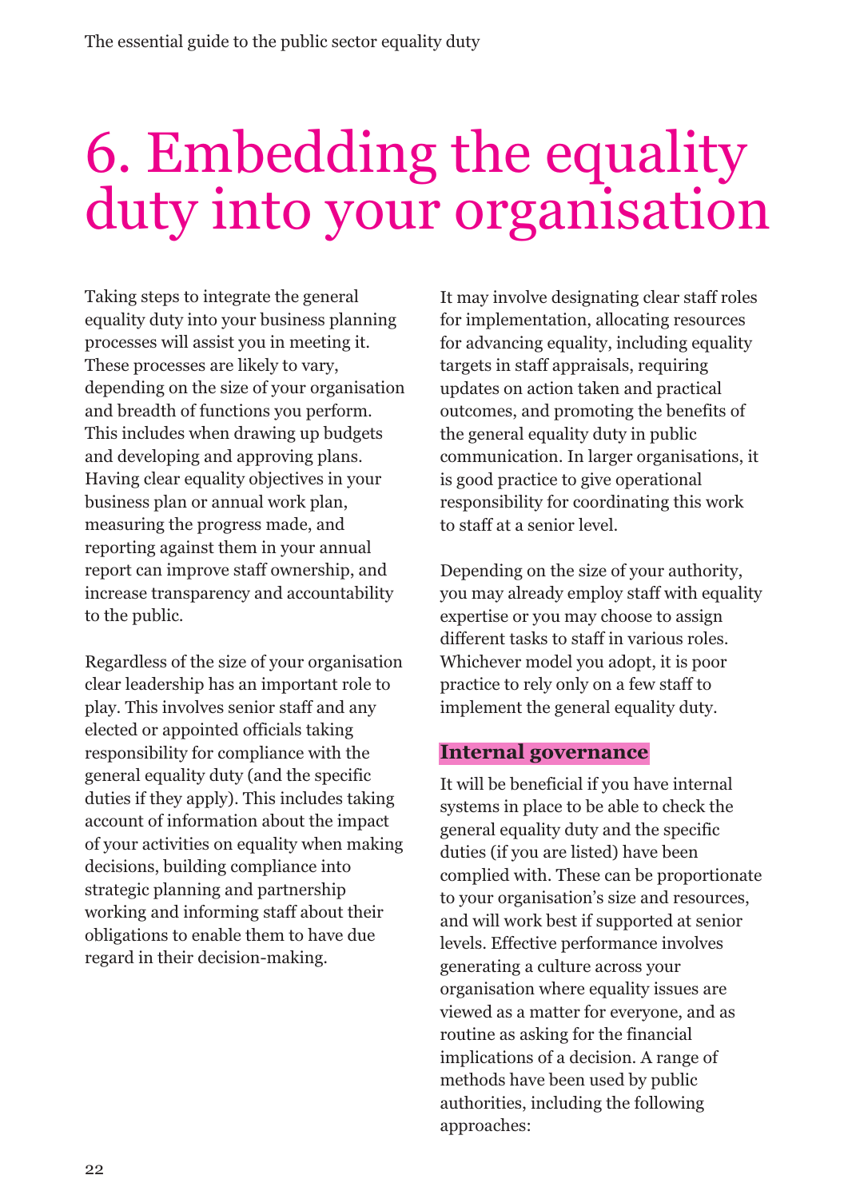# 6. Embedding the equality duty into your organisation

Taking steps to integrate the general equality duty into your business planning processes will assist you in meeting it. These processes are likely to vary, depending on the size of your organisation and breadth of functions you perform. This includes when drawing up budgets and developing and approving plans. Having clear equality objectives in your business plan or annual work plan, measuring the progress made, and reporting against them in your annual report can improve staff ownership, and increase transparency and accountability to the public.

Regardless of the size of your organisation clear leadership has an important role to play. This involves senior staff and any elected or appointed officials taking responsibility for compliance with the general equality duty (and the specific duties if they apply). This includes taking account of information about the impact of your activities on equality when making decisions, building compliance into strategic planning and partnership working and informing staff about their obligations to enable them to have due regard in their decision-making.

It may involve designating clear staff roles for implementation, allocating resources for advancing equality, including equality targets in staff appraisals, requiring updates on action taken and practical outcomes, and promoting the benefits of the general equality duty in public communication. In larger organisations, it is good practice to give operational responsibility for coordinating this work to staff at a senior level.

Depending on the size of your authority, you may already employ staff with equality expertise or you may choose to assign different tasks to staff in various roles. Whichever model you adopt, it is poor practice to rely only on a few staff to implement the general equality duty.

## Internal governance

It will be beneficial if you have internal systems in place to be able to check the general equality duty and the specific duties (if you are listed) have been complied with. These can be proportionate to your organisation's size and resources, and will work best if supported at senior levels. Effective performance involves generating a culture across your organisation where equality issues are viewed as a matter for everyone, and as routine as asking for the financial implications of a decision. A range of methods have been used by public authorities, including the following approaches: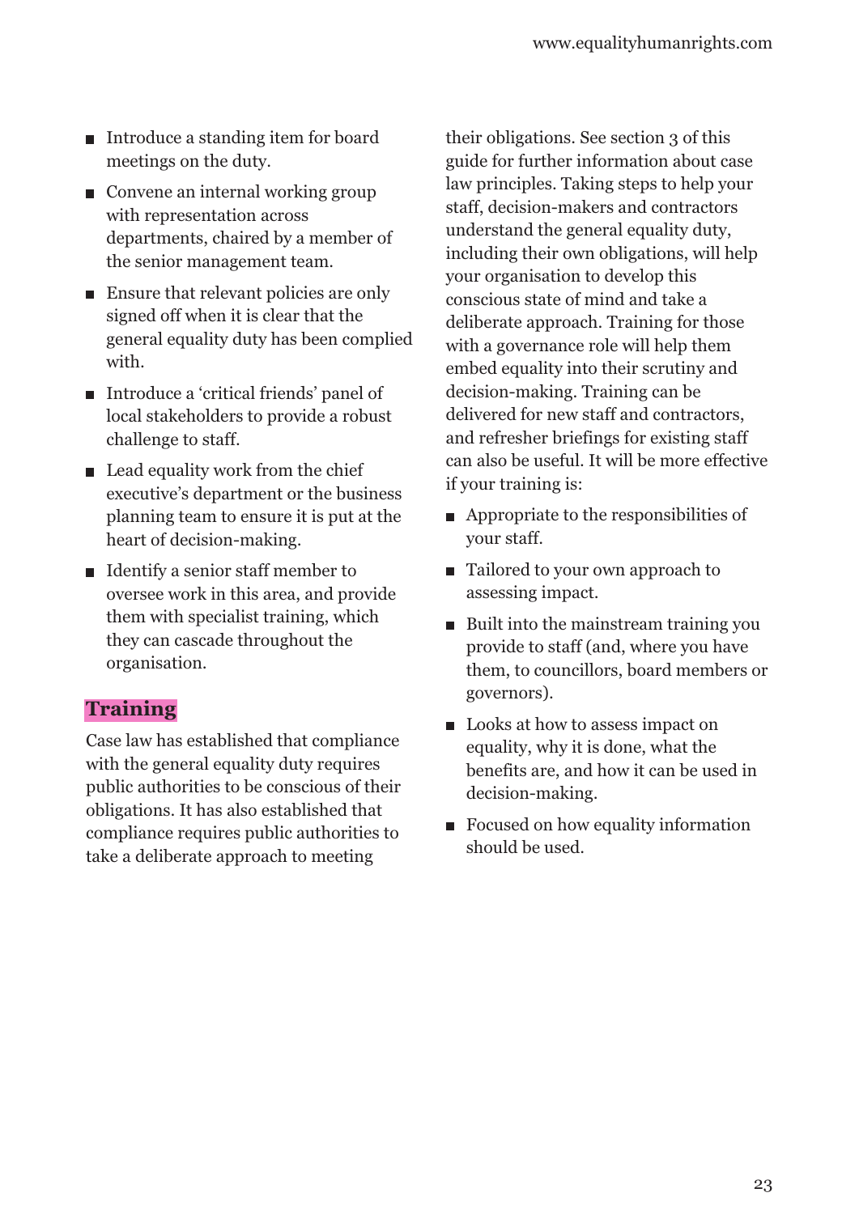- Introduce a standing item for board meetings on the duty.
- Convene an internal working group with representation across departments, chaired by a member of the senior management team.
- Ensure that relevant policies are only signed off when it is clear that the general equality duty has been complied with.
- Introduce a 'critical friends' panel of local stakeholders to provide a robust challenge to staff.
- Lead equality work from the chief executive's department or the business planning team to ensure it is put at the heart of decision-making.
- Identify a senior staff member to oversee work in this area, and provide them with specialist training, which they can cascade throughout the organisation.

## Training

Case law has established that compliance with the general equality duty requires public authorities to be conscious of their obligations. It has also established that compliance requires public authorities to take a deliberate approach to meeting their obligations. See section 3 of this guide for further information about case law principles. Taking steps to help your staff, decision-makers and contractors understand the general equality duty, including their own obligations, will help your organisation to develop this conscious state of mind and take a deliberate approach. Training for those with a governance role will help them embed equality into their scrutiny and decision-making. Training can be delivered for new staff and contractors, and refresher briefings for existing staff can also be useful. It will be more effective if your training is:

- Appropriate to the responsibilities of your staff.
- Tailored to your own approach to assessing impact.
- Built into the mainstream training you provide to staff (and, where you have them, to councillors, board members or governors).
- Looks at how to assess impact on equality, why it is done, what the benefits are, and how it can be used in decision-making.
- Focused on how equality information should be used.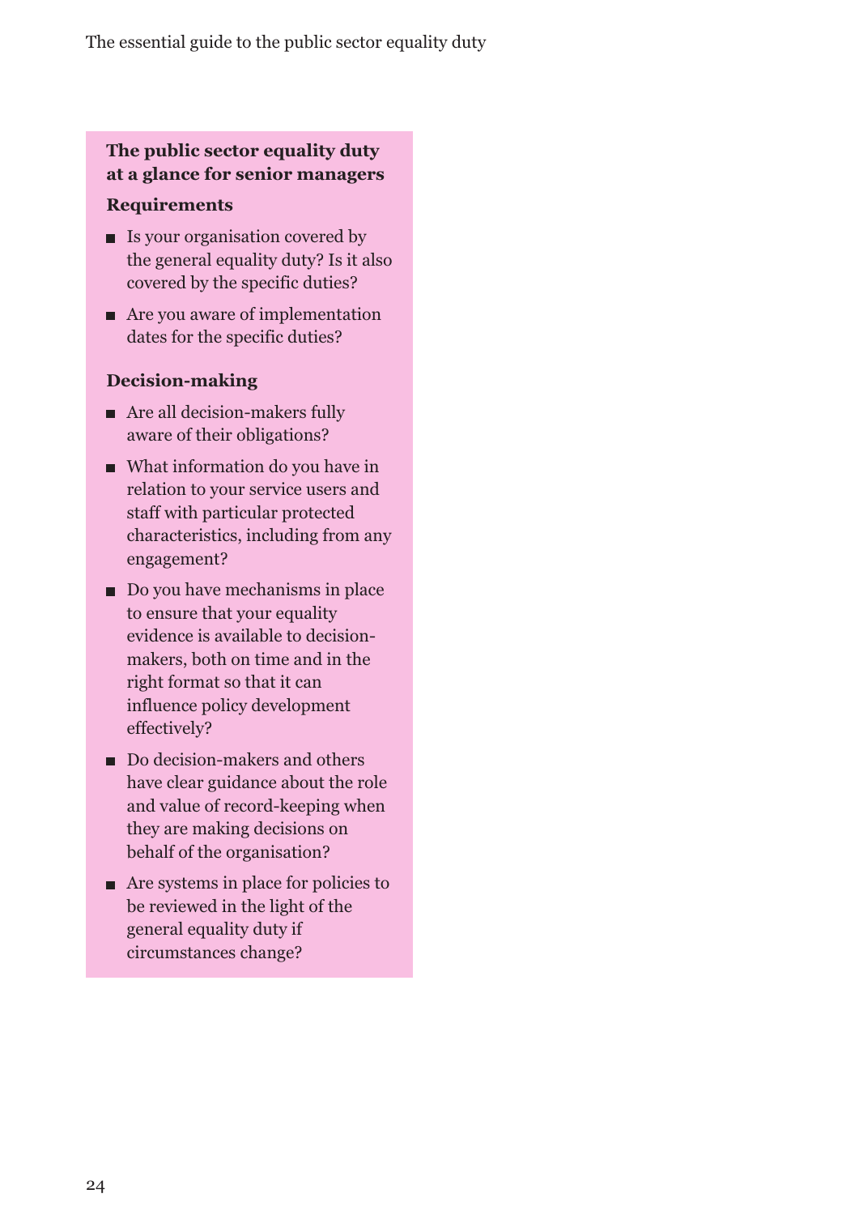## The public sector equality duty at a glance for senior managers

### Requirements

- Is your organisation covered by the general equality duty? Is it also covered by the specific duties?
- Are you aware of implementation dates for the specific duties?

### Decision-making

- Are all decision-makers fully aware of their obligations?
- What information do you have in relation to your service users and staff with particular protected characteristics, including from any engagement?
- Do you have mechanisms in place to ensure that your equality evidence is available to decision-makers, both on time and in the right format so that it can influence policy development effectively?
- Do decision-makers and others have clear guidance about the role and value of record-keeping when they are making decisions on behalf of the organisation?
- Are systems in place for policies to be reviewed in the light of the general equality duty if circumstances change?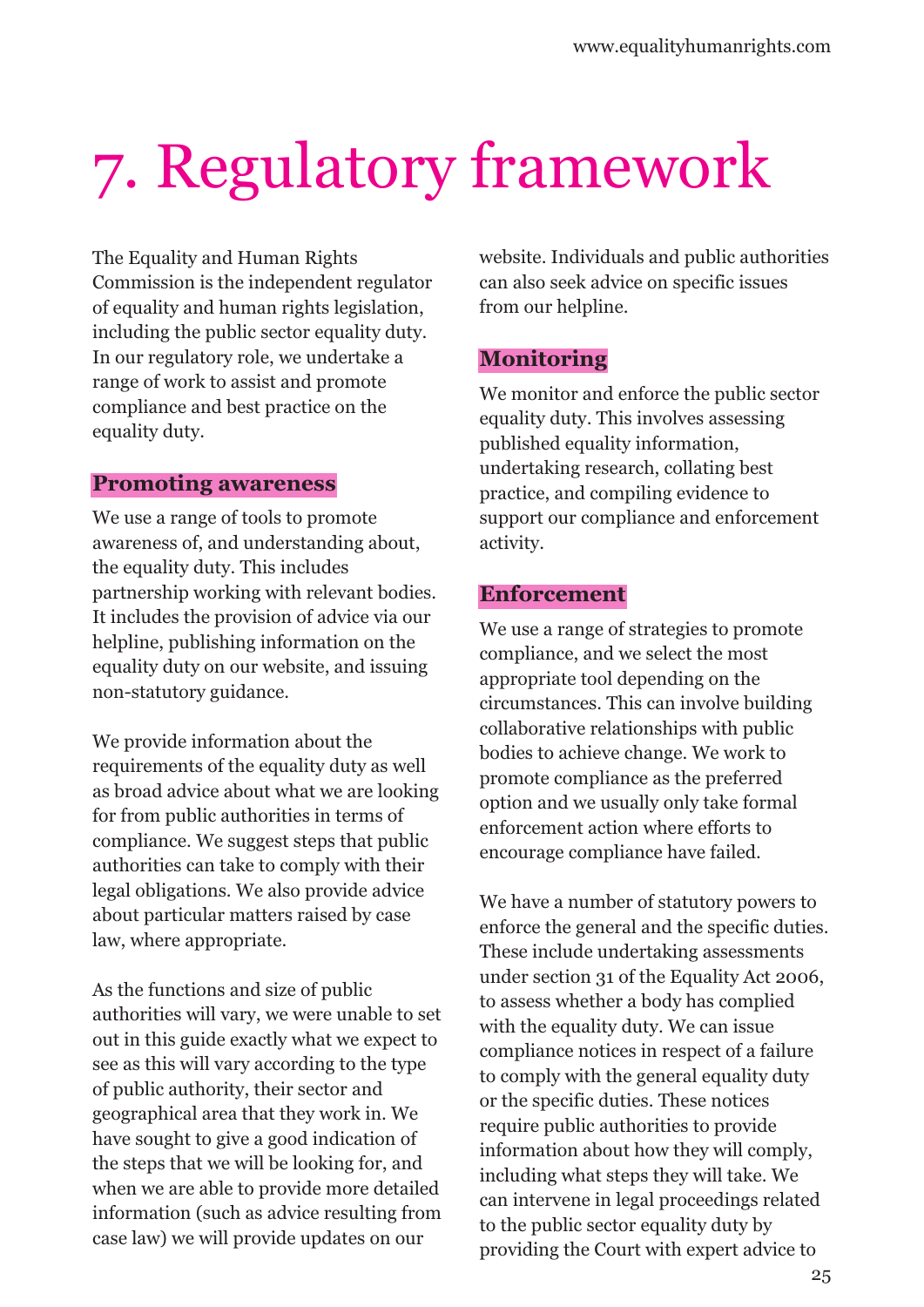# 7. Regulatory framework

The Equality and Human Rights Commission is the independent regulator of equality and human rights legislation, including the public sector equality duty. In our regulatory role, we undertake a range of work to assist and promote compliance and best practice on the equality duty.

## Promoting awareness

We use a range of tools to promote awareness of, and understanding about, the equality duty. This includes partnership working with relevant bodies. It includes the provision of advice via our helpline, publishing information on the equality duty on our website, and issuing non-statutory guidance.

We provide information about the requirements of the equality duty as well as broad advice about what we are looking for from public authorities in terms of compliance. We suggest steps that public authorities can take to comply with their legal obligations. We also provide advice about particular matters raised by case law, where appropriate.

As the functions and size of public authorities will vary, we were unable to set out in this guide exactly what we expect to see as this will vary according to the type of public authority, their sector and geographical area that they work in. We have sought to give a good indication of the steps that we will be looking for, and when we are able to provide more detailed information (such as advice resulting from case law) we will provide updates on our website. Individuals and public authorities can also seek advice on specific issues from our helpline.

## Monitoring

We monitor and enforce the public sector equality duty. This involves assessing published equality information, undertaking research, collating best practice, and compiling evidence to support our compliance and enforcement activity.

## Enforcement

We use a range of strategies to promote compliance, and we select the most appropriate tool depending on the circumstances. This can involve building collaborative relationships with public bodies to achieve change. We work to promote compliance as the preferred option and we usually only take formal enforcement action where efforts to encourage compliance have failed.

We have a number of statutory powers to enforce the general and the specific duties. These include undertaking assessments under section 31 of the Equality Act 2006, to assess whether a body has complied with the equality duty. We can issue compliance notices in respect of a failure to comply with the general equality duty or the specific duties. These notices require public authorities to provide information about how they will comply, including what steps they will take. We can intervene in legal proceedings related to the public sector equality duty by providing the Court with expert advice to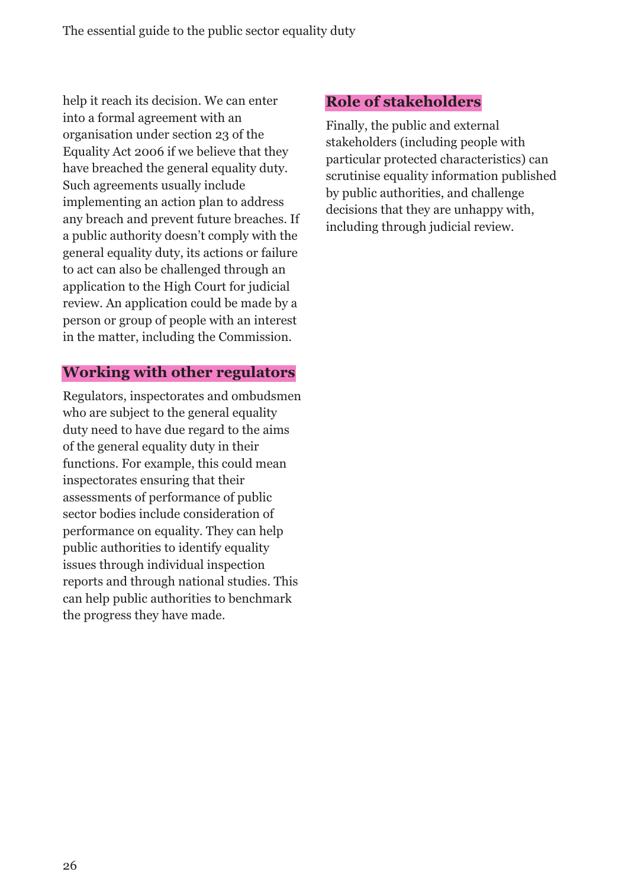help it reach its decision. We can enter into a formal agreement with an organisation under section 23 of the Equality Act 2006 if we believe that they have breached the general equality duty. Such agreements usually include implementing an action plan to address any breach and prevent future breaches. If a public authority doesn't comply with the general equality duty, its actions or failure to act can also be challenged through an application to the High Court for judicial review. An application could be made by a person or group of people with an interest in the matter, including the Commission.

## Working with other regulators

Regulators, inspectorates and ombudsmen who are subject to the general equality duty need to have due regard to the aims of the general equality duty in their functions. For example, this could mean inspectorates ensuring that their assessments of performance of public sector bodies include consideration of performance on equality. They can help public authorities to identify equality issues through individual inspection reports and through national studies. This can help public authorities to benchmark the progress they have made.

## Role of stakeholders

Finally, the public and external stakeholders (including people with particular protected characteristics) can scrutinise equality information published by public authorities, and challenge decisions that they are unhappy with, including through judicial review.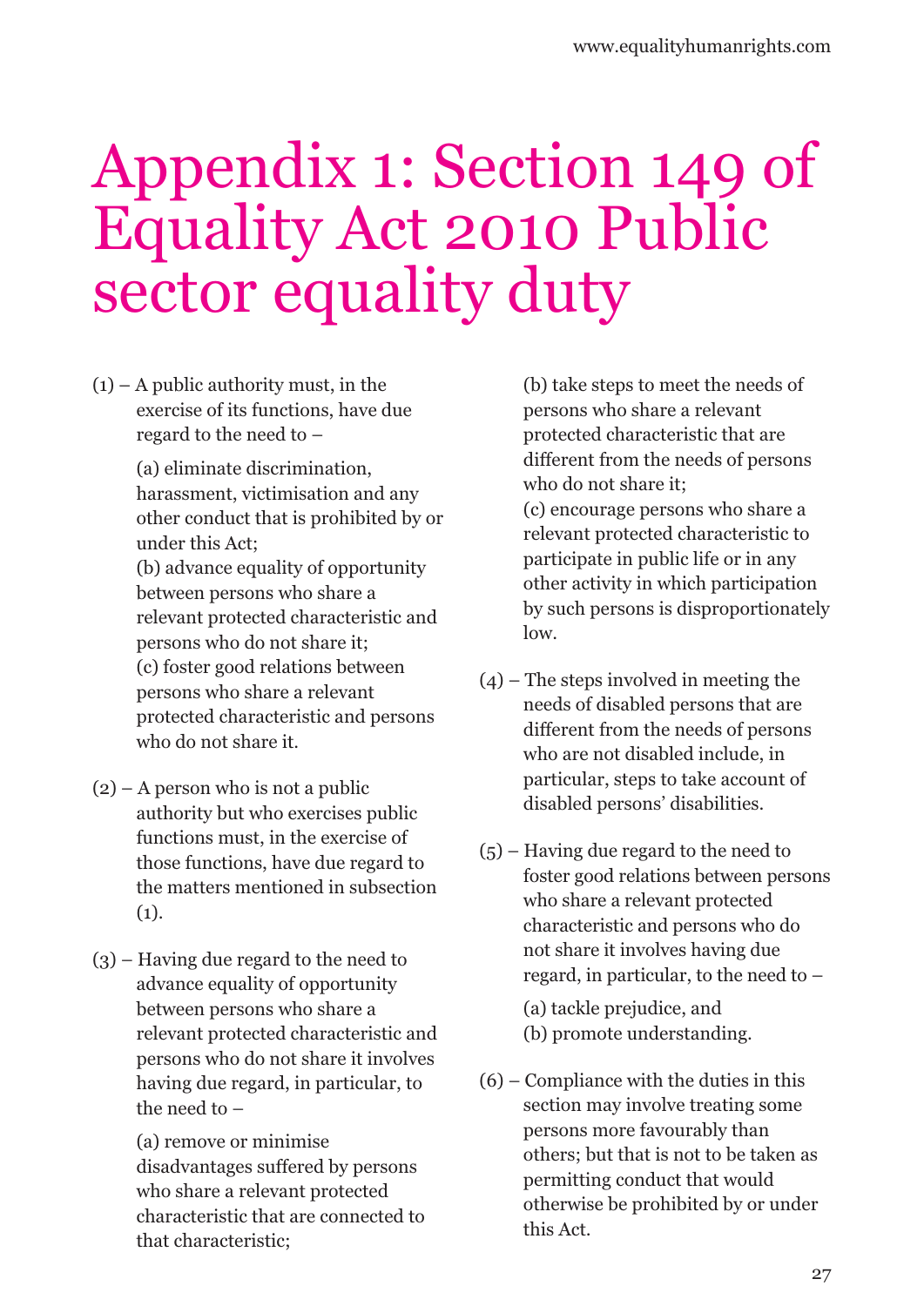# Appendix 1: Section 149 of Equality Act 2010 Public sector equality duty

(1) – A public authority must, in the exercise of its functions, have due regard to the need to –

(a) eliminate discrimination, harassment, victimisation and any other conduct that is prohibited by or under this Act;
(b) advance equality of opportunity between persons who share a relevant protected characteristic and persons who do not share it;
(c) foster good relations between persons who share a relevant protected characteristic and persons who do not share it.

(2) – A person who is not a public authority but who exercises public functions must, in the exercise of those functions, have due regard to the matters mentioned in subsection (1).

(3) – Having due regard to the need to advance equality of opportunity between persons who share a relevant protected characteristic and persons who do not share it involves having due regard, in particular, to the need to –

(a) remove or minimise disadvantages suffered by persons who share a relevant protected characteristic that are connected to that characteristic;
(b) take steps to meet the needs of persons who share a relevant protected characteristic that are different from the needs of persons who do not share it;
(c) encourage persons who share a relevant protected characteristic to participate in public life or in any other activity in which participation by such persons is disproportionately low.

(4) – The steps involved in meeting the needs of disabled persons that are different from the needs of persons who are not disabled include, in particular, steps to take account of disabled persons' disabilities.

(5) – Having due regard to the need to foster good relations between persons who share a relevant protected characteristic and persons who do not share it involves having due regard, in particular, to the need to –

(a) tackle prejudice, and
(b) promote understanding.

(6) – Compliance with the duties in this section may involve treating some persons more favourably than others; but that is not to be taken as permitting conduct that would otherwise be prohibited by or under this Act.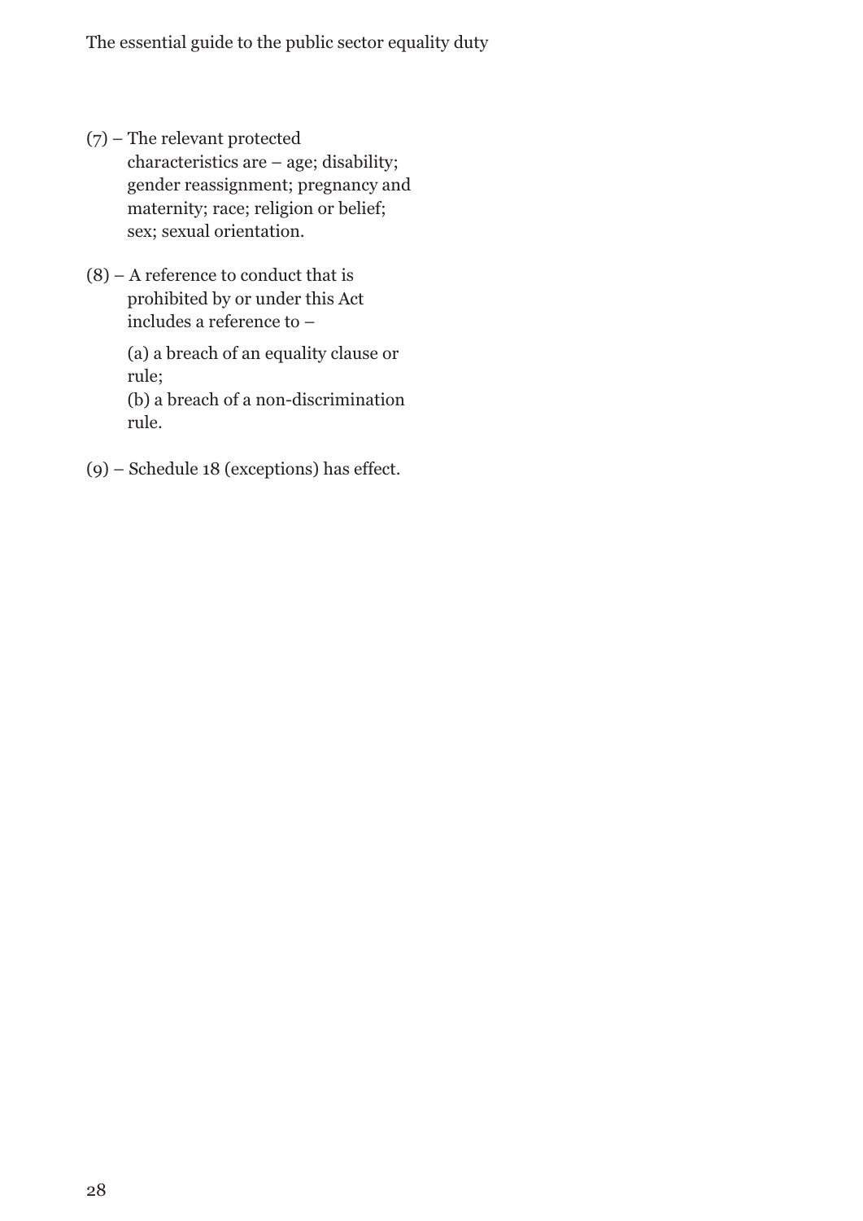(7) – The relevant protected characteristics are – age; disability; gender reassignment; pregnancy and maternity; race; religion or belief; sex; sexual orientation.

(8) – A reference to conduct that is prohibited by or under this Act includes a reference to –

(a) a breach of an equality clause or rule;
(b) a breach of a non-discrimination rule.

(9) – Schedule 18 (exceptions) has effect.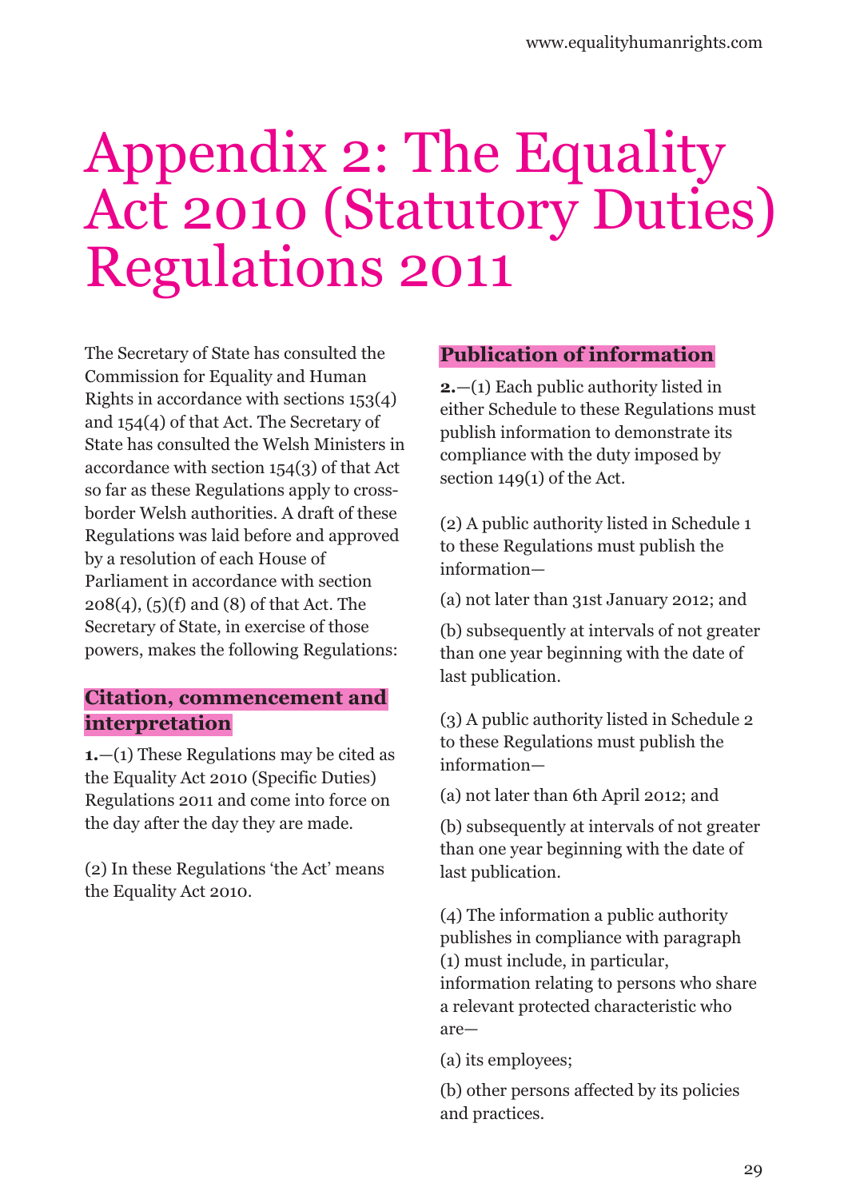# Appendix 2: The Equality Act 2010 (Statutory Duties) Regulations 2011

The Secretary of State has consulted the Commission for Equality and Human Rights in accordance with sections 153(4) and 154(4) of that Act. The Secretary of State has consulted the Welsh Ministers in accordance with section 154(3) of that Act so far as these Regulations apply to cross-border Welsh authorities. A draft of these Regulations was laid before and approved by a resolution of each House of Parliament in accordance with section 208(4), (5)(f) and (8) of that Act. The Secretary of State, in exercise of those powers, makes the following Regulations:

## Citation, commencement and interpretation

**1.**—(1) These Regulations may be cited as the Equality Act 2010 (Specific Duties) Regulations 2011 and come into force on the day after the day they are made.

(2) In these Regulations 'the Act' means the Equality Act 2010.

## Publication of information

**2.**—(1) Each public authority listed in either Schedule to these Regulations must publish information to demonstrate its compliance with the duty imposed by section 149(1) of the Act.

(2) A public authority listed in Schedule 1 to these Regulations must publish the information—

(a) not later than 31st January 2012; and

(b) subsequently at intervals of not greater than one year beginning with the date of last publication.

(3) A public authority listed in Schedule 2 to these Regulations must publish the information—

(a) not later than 6th April 2012; and

(b) subsequently at intervals of not greater than one year beginning with the date of last publication.

(4) The information a public authority publishes in compliance with paragraph (1) must include, in particular, information relating to persons who share a relevant protected characteristic who are—

(a) its employees;

(b) other persons affected by its policies and practices.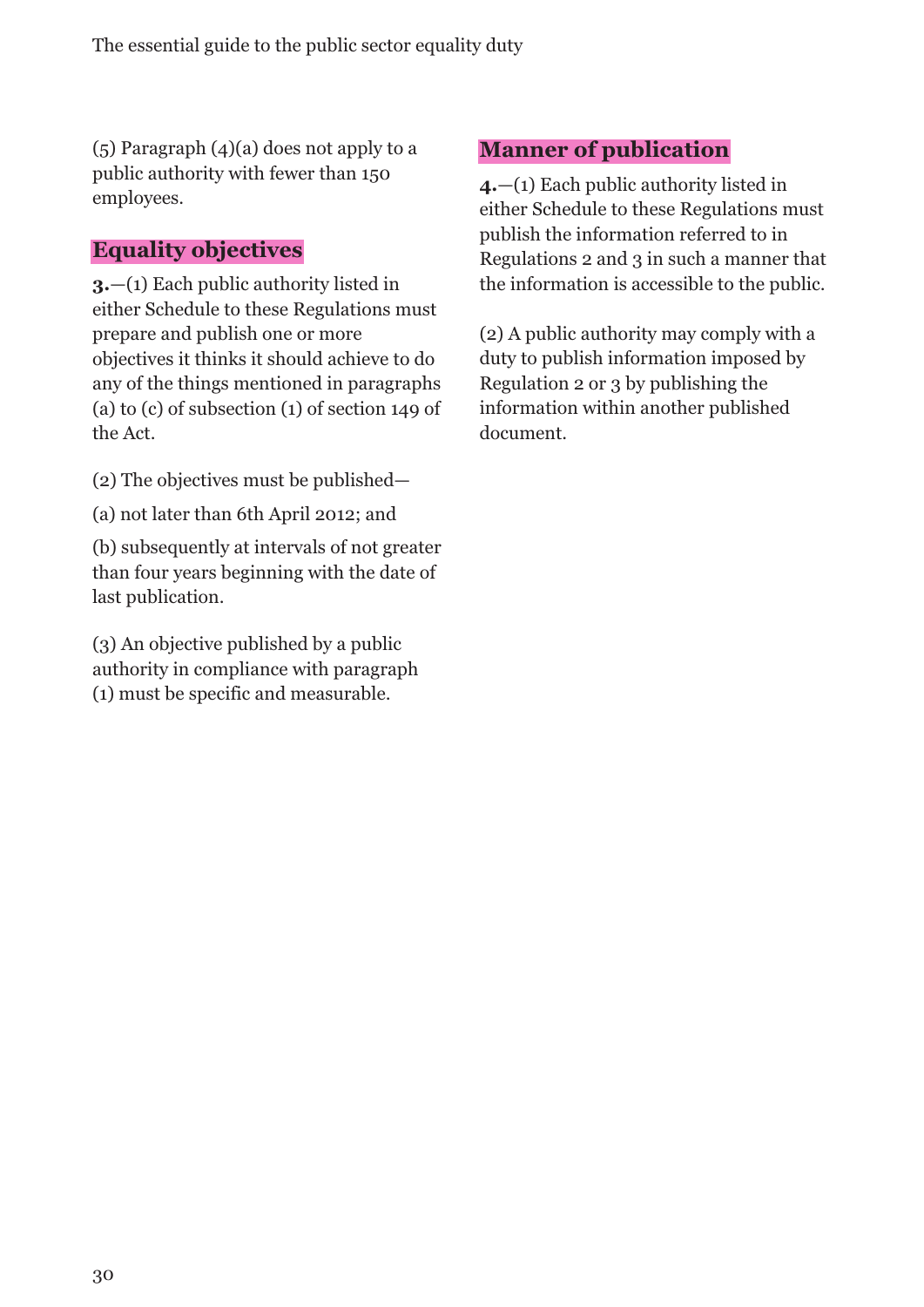(5) Paragraph (4)(a) does not apply to a public authority with fewer than 150 employees.

## Equality objectives

**3.**—(1) Each public authority listed in either Schedule to these Regulations must prepare and publish one or more objectives it thinks it should achieve to do any of the things mentioned in paragraphs (a) to (c) of subsection (1) of section 149 of the Act.

(2) The objectives must be published—

(a) not later than 6th April 2012; and

(b) subsequently at intervals of not greater than four years beginning with the date of last publication.

(3) An objective published by a public authority in compliance with paragraph (1) must be specific and measurable.

## Manner of publication

**4.**—(1) Each public authority listed in either Schedule to these Regulations must publish the information referred to in Regulations 2 and 3 in such a manner that the information is accessible to the public.

(2) A public authority may comply with a duty to publish information imposed by Regulation 2 or 3 by publishing the information within another published document.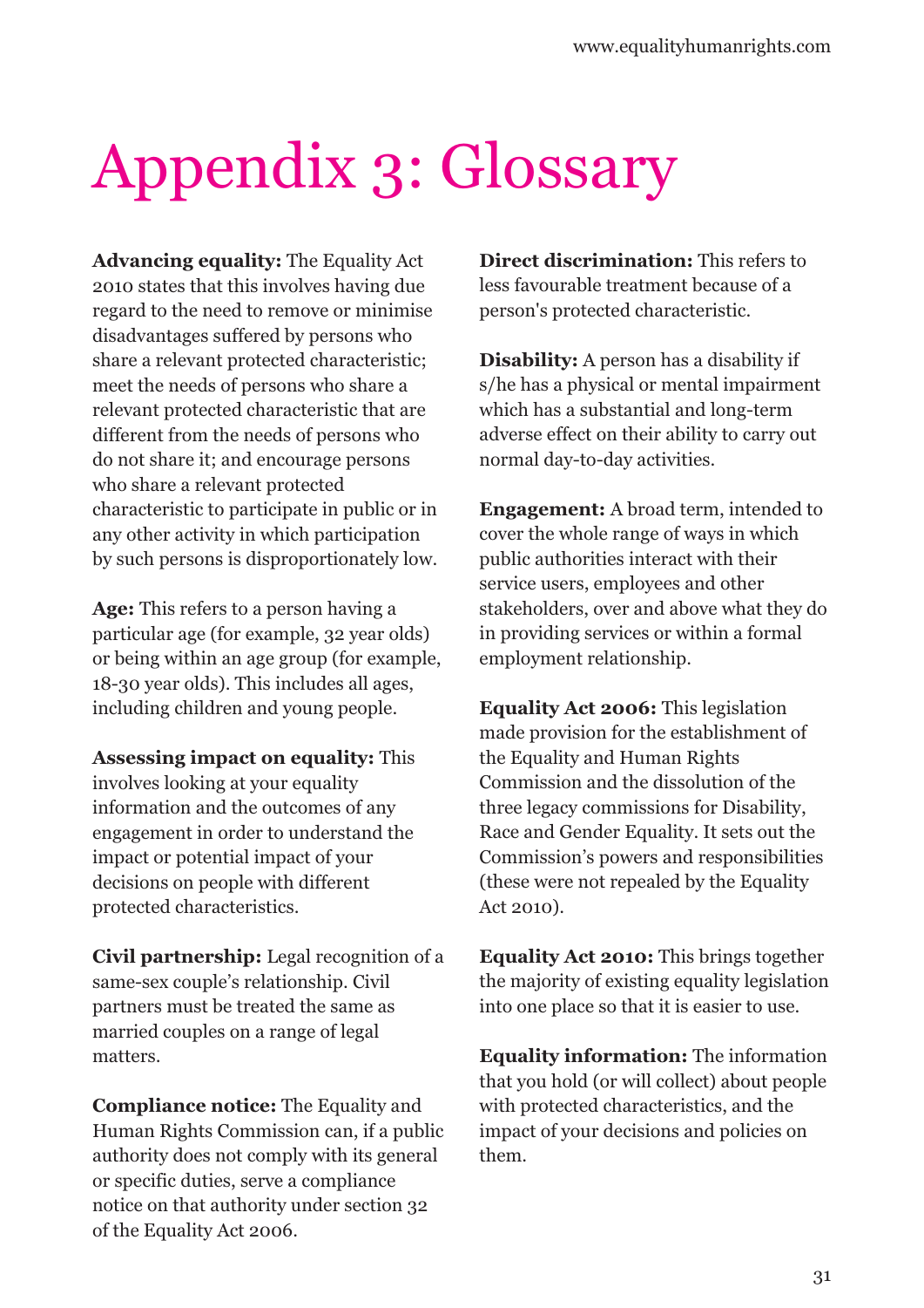# Appendix 3: Glossary

**Advancing equality:** The Equality Act 2010 states that this involves having due regard to the need to remove or minimise disadvantages suffered by persons who share a relevant protected characteristic; meet the needs of persons who share a relevant protected characteristic that are different from the needs of persons who do not share it; and encourage persons who share a relevant protected characteristic to participate in public or in any other activity in which participation by such persons is disproportionately low.

**Age:** This refers to a person having a particular age (for example, 32 year olds) or being within an age group (for example, 18-30 year olds). This includes all ages, including children and young people.

**Assessing impact on equality:** This involves looking at your equality information and the outcomes of any engagement in order to understand the impact or potential impact of your decisions on people with different protected characteristics.

**Civil partnership:** Legal recognition of a same-sex couple's relationship. Civil partners must be treated the same as married couples on a range of legal matters.

**Compliance notice:** The Equality and Human Rights Commission can, if a public authority does not comply with its general or specific duties, serve a compliance notice on that authority under section 32 of the Equality Act 2006.

**Direct discrimination:** This refers to less favourable treatment because of a person's protected characteristic.

**Disability:** A person has a disability if s/he has a physical or mental impairment which has a substantial and long-term adverse effect on their ability to carry out normal day-to-day activities.

**Engagement:** A broad term, intended to cover the whole range of ways in which public authorities interact with their service users, employees and other stakeholders, over and above what they do in providing services or within a formal employment relationship.

**Equality Act 2006:** This legislation made provision for the establishment of the Equality and Human Rights Commission and the dissolution of the three legacy commissions for Disability, Race and Gender Equality. It sets out the Commission's powers and responsibilities (these were not repealed by the Equality Act 2010).

**Equality Act 2010:** This brings together the majority of existing equality legislation into one place so that it is easier to use.

**Equality information:** The information that you hold (or will collect) about people with protected characteristics, and the impact of your decisions and policies on them.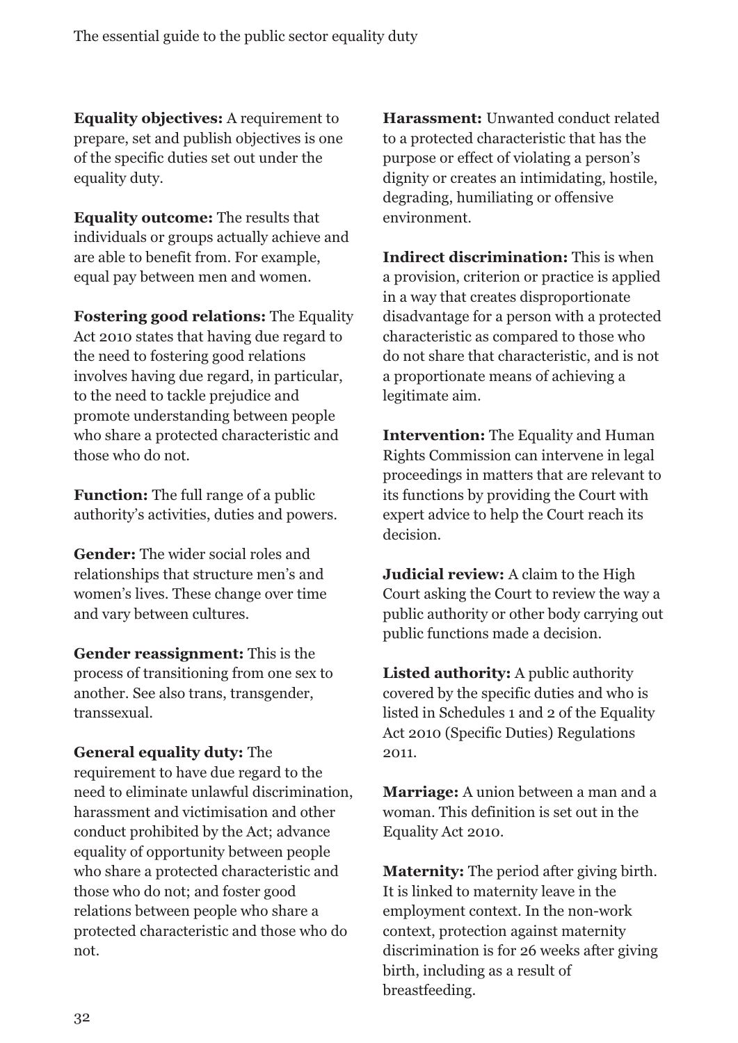**Equality objectives:** A requirement to prepare, set and publish objectives is one of the specific duties set out under the equality duty.

**Equality outcome:** The results that individuals or groups actually achieve and are able to benefit from. For example, equal pay between men and women.

**Fostering good relations:** The Equality Act 2010 states that having due regard to the need to fostering good relations involves having due regard, in particular, to the need to tackle prejudice and promote understanding between people who share a protected characteristic and those who do not.

**Function:** The full range of a public authority's activities, duties and powers.

**Gender:** The wider social roles and relationships that structure men's and women's lives. These change over time and vary between cultures.

**Gender reassignment:** This is the process of transitioning from one sex to another. See also trans, transgender, transsexual.

**General equality duty:** The requirement to have due regard to the need to eliminate unlawful discrimination, harassment and victimisation and other conduct prohibited by the Act; advance equality of opportunity between people who share a protected characteristic and those who do not; and foster good relations between people who share a protected characteristic and those who do not.

**Harassment:** Unwanted conduct related to a protected characteristic that has the purpose or effect of violating a person's dignity or creates an intimidating, hostile, degrading, humiliating or offensive environment.

**Indirect discrimination:** This is when a provision, criterion or practice is applied in a way that creates disproportionate disadvantage for a person with a protected characteristic as compared to those who do not share that characteristic, and is not a proportionate means of achieving a legitimate aim.

**Intervention:** The Equality and Human Rights Commission can intervene in legal proceedings in matters that are relevant to its functions by providing the Court with expert advice to help the Court reach its decision.

**Judicial review:** A claim to the High Court asking the Court to review the way a public authority or other body carrying out public functions made a decision.

**Listed authority:** A public authority covered by the specific duties and who is listed in Schedules 1 and 2 of the Equality Act 2010 (Specific Duties) Regulations 2011.

**Marriage:** A union between a man and a woman. This definition is set out in the Equality Act 2010.

**Maternity:** The period after giving birth. It is linked to maternity leave in the employment context. In the non-work context, protection against maternity discrimination is for 26 weeks after giving birth, including as a result of breastfeeding.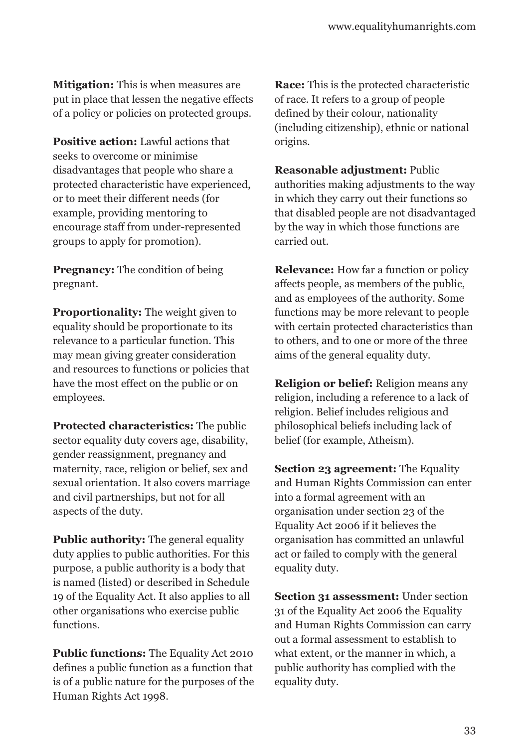**Mitigation:** This is when measures are put in place that lessen the negative effects of a policy or policies on protected groups.

**Positive action:** Lawful actions that seeks to overcome or minimise disadvantages that people who share a protected characteristic have experienced, or to meet their different needs (for example, providing mentoring to encourage staff from under-represented groups to apply for promotion).

**Pregnancy:** The condition of being pregnant.

**Proportionality:** The weight given to equality should be proportionate to its relevance to a particular function. This may mean giving greater consideration and resources to functions or policies that have the most effect on the public or on employees.

**Protected characteristics:** The public sector equality duty covers age, disability, gender reassignment, pregnancy and maternity, race, religion or belief, sex and sexual orientation. It also covers marriage and civil partnerships, but not for all aspects of the duty.

**Public authority:** The general equality duty applies to public authorities. For this purpose, a public authority is a body that is named (listed) or described in Schedule 19 of the Equality Act. It also applies to all other organisations who exercise public functions.

**Public functions:** The Equality Act 2010 defines a public function as a function that is of a public nature for the purposes of the Human Rights Act 1998.

**Race:** This is the protected characteristic of race. It refers to a group of people defined by their colour, nationality (including citizenship), ethnic or national origins.

**Reasonable adjustment:** Public authorities making adjustments to the way in which they carry out their functions so that disabled people are not disadvantaged by the way in which those functions are carried out.

**Relevance:** How far a function or policy affects people, as members of the public, and as employees of the authority. Some functions may be more relevant to people with certain protected characteristics than to others, and to one or more of the three aims of the general equality duty.

**Religion or belief:** Religion means any religion, including a reference to a lack of religion. Belief includes religious and philosophical beliefs including lack of belief (for example, Atheism).

**Section 23 agreement:** The Equality and Human Rights Commission can enter into a formal agreement with an organisation under section 23 of the Equality Act 2006 if it believes the organisation has committed an unlawful act or failed to comply with the general equality duty.

**Section 31 assessment:** Under section 31 of the Equality Act 2006 the Equality and Human Rights Commission can carry out a formal assessment to establish to what extent, or the manner in which, a public authority has complied with the equality duty.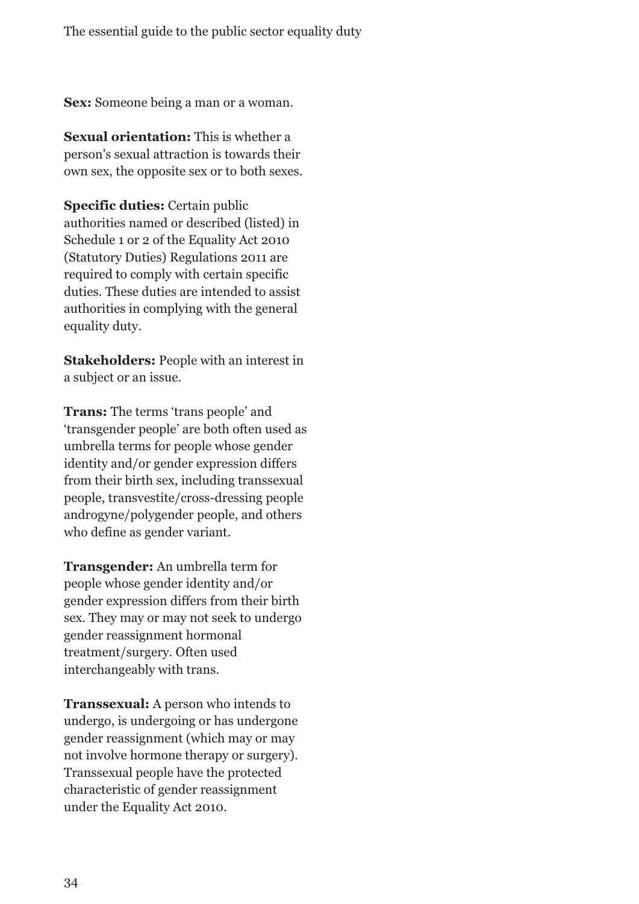**Sex:** Someone being a man or a woman.

**Sexual orientation:** This is whether a person's sexual attraction is towards their own sex, the opposite sex or to both sexes.

**Specific duties:** Certain public authorities named or described (listed) in Schedule 1 or 2 of the Equality Act 2010 (Statutory Duties) Regulations 2011 are required to comply with certain specific duties. These duties are intended to assist authorities in complying with the general equality duty.

**Stakeholders:** People with an interest in a subject or an issue.

**Trans:** The terms 'trans people' and 'transgender people' are both often used as umbrella terms for people whose gender identity and/or gender expression differs from their birth sex, including transsexual people, transvestite/cross-dressing people androgyne/polygender people, and others who define as gender variant.

**Transgender:** An umbrella term for people whose gender identity and/or gender expression differs from their birth sex. They may or may not seek to undergo gender reassignment hormonal treatment/surgery. Often used interchangeably with trans.

**Transsexual:** A person who intends to undergo, is undergoing or has undergone gender reassignment (which may or may not involve hormone therapy or surgery). Transsexual people have the protected characteristic of gender reassignment under the Equality Act 2010.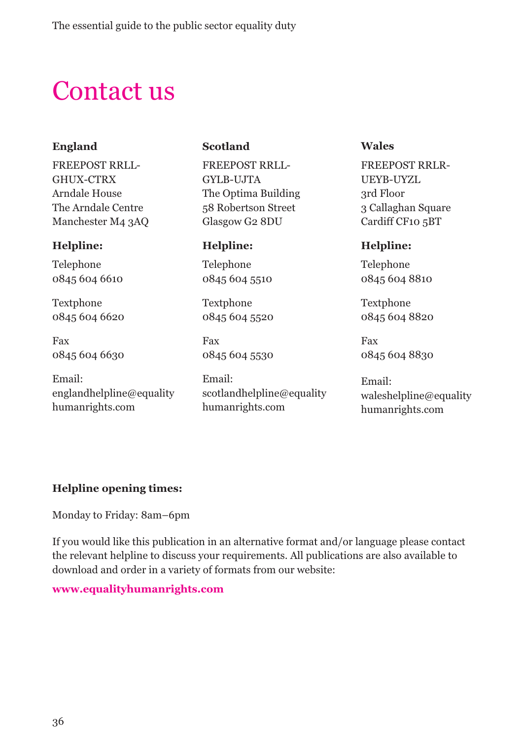# Contact us

**England**

FREEPOST RRLL-GHUX-CTRX
Arndale House
The Arndale Centre
Manchester M4 3AQ

**Helpline:**

Telephone
0845 604 6610

Textphone
0845 604 6620

Fax
0845 604 6630

Email:
englandhelpline@equalityhumanrights.com

**Scotland**

FREEPOST RRLL-GYLB-UJTA
The Optima Building
58 Robertson Street
Glasgow G2 8DU

**Helpline:**

Telephone
0845 604 5510

Textphone
0845 604 5520

Fax
0845 604 5530

Email:
scotlandhelpline@equalityhumanrights.com

**Wales**

FREEPOST RRLR-UEYB-UYZL
3rd Floor
3 Callaghan Square
Cardiff CF10 5BT

**Helpline:**

Telephone
0845 604 8810

Textphone
0845 604 8820

Fax
0845 604 8830

Email:
waleshelpline@equalityhumanrights.com

**Helpline opening times:**

Monday to Friday: 8am–6pm

If you would like this publication in an alternative format and/or language please contact the relevant helpline to discuss your requirements. All publications are also available to download and order in a variety of formats from our website:

**www.equalityhumanrights.com**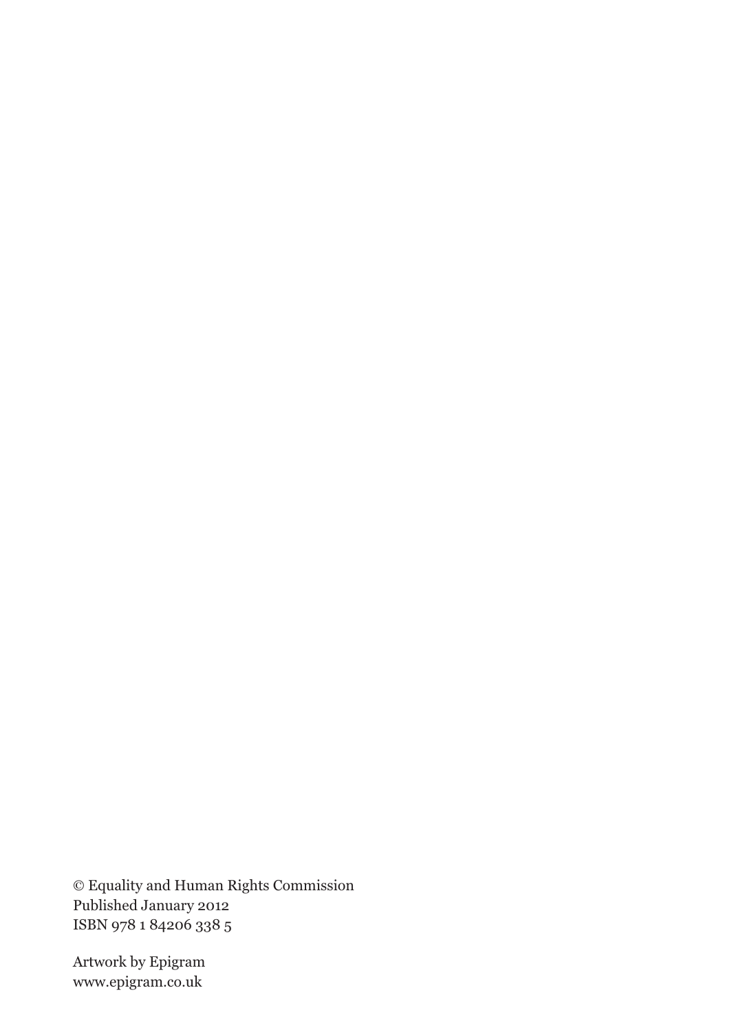© Equality and Human Rights Commission
Published January 2012
ISBN 978 1 84206 338 5

Artwork by Epigram
www.epigram.co.uk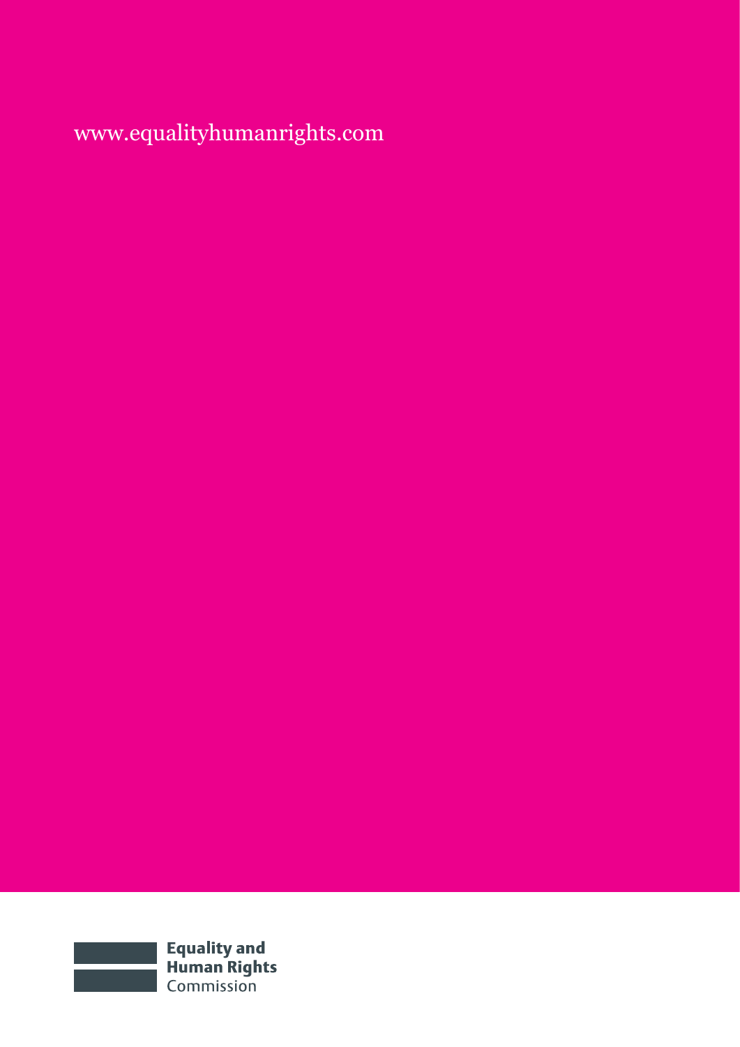www.equalityhumanrights.com

Equality and Human Rights Commission